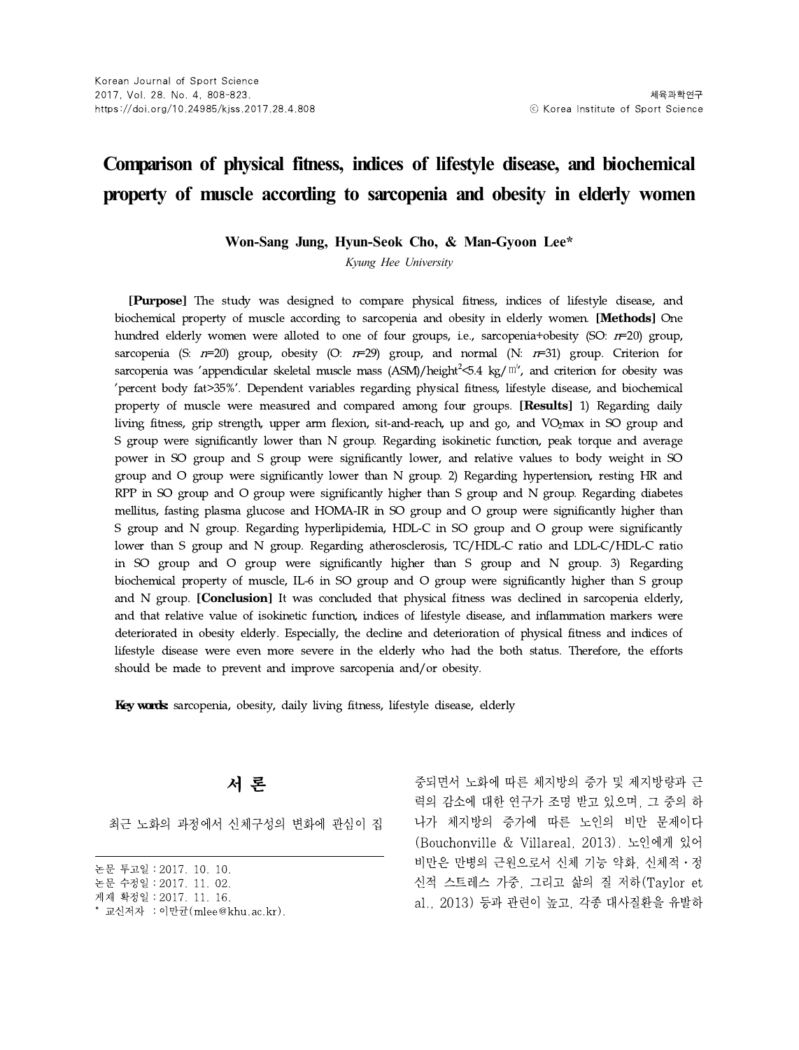# Comparison of physical fitness, indices of lifestyle disease, and biochemical property of muscle according to sarcopenia and obesity in elderly women

**Won-Sang Jung, Hyun-Seok Cho, & Man-Gyoon Lee***

*Kyung Hee University*

**[Purpose]** The study was designed to compare physical fitness, indices of lifestyle disease, and biochemical property of muscle according to sarcopenia and obesity in elderly women. **[Methods]** One hundred elderly women were alloted to one of four groups, i.e., sarcopenia+obesity (SO: $n$=20) group, sarcopenia (S: $n$=20) group, obesity (O: $n$=29) group, and normal (N: $n$=31) group. Criterion for sarcopenia was 'appendicular skeletal muscle mass (ASM)/height$^2$<5.4 kg/㎡', and criterion for obesity was 'percent body fat>35%'. Dependent variables regarding physical fitness, lifestyle disease, and biochemical property of muscle were measured and compared among four groups. **[Results]** 1) Regarding daily living fitness, grip strength, upper arm flexion, sit-and-reach, up and go, and $VO_2max$ in SO group and S group were significantly lower than N group. Regarding isokinetic function, peak torque and average power in SO group and S group were significantly lower, and relative values to body weight in SO group and O group were significantly lower than N group. 2) Regarding hypertension, resting HR and RPP in SO group and O group were significantly higher than S group and N group. Regarding diabetes mellitus, fasting plasma glucose and HOMA-IR in SO group and O group were significantly higher than S group and N group. Regarding hyperlipidemia, HDL-C in SO group and O group were significantly lower than S group and N group. Regarding atherosclerosis, TC/HDL-C ratio and LDL-C/HDL-C ratio in SO group and O group were significantly higher than S group and N group. 3) Regarding biochemical property of muscle, IL-6 in SO group and O group were significantly higher than S group and N group. **[Conclusion]** It was concluded that physical fitness was declined in sarcopenia elderly, and that relative value of isokinetic function, indices of lifestyle disease, and inflammation markers were deteriorated in obesity elderly. Especially, the decline and deterioration of physical fitness and indices of lifestyle disease were even more severe in the elderly who had the both status. Therefore, the efforts should be made to prevent and improve sarcopenia and/or obesity.

**Key words:** sarcopenia, obesity, daily living fitness, lifestyle disease, elderly

## 서 론

최근 노화의 과정에서 신체구성의 변화에 관심이 집중되면서 노화에 따른 체지방의 증가 및 제지방량과 근력의 감소에 대한 연구가 조명 받고 있으며, 그 중의 하나가 체지방의 증가에 따른 노인의 비만 문제이다(Bouchonville & Villareal, 2013). 노인에게 있어 비만은 만병의 근원으로서 신체 기능 약화, 신체적·정신적 스트레스 가중, 그리고 삶의 질 저하(Taylor et al., 2013) 등과 관련이 높고, 각종 대사질환을 유발하

---

논문 투고일 : 2017. 10. 10.
논문 수정일 : 2017. 11. 02.
게재 확정일 : 2017. 11. 16.
\* 교신저자 : 이만균(mlee@khu.ac.kr).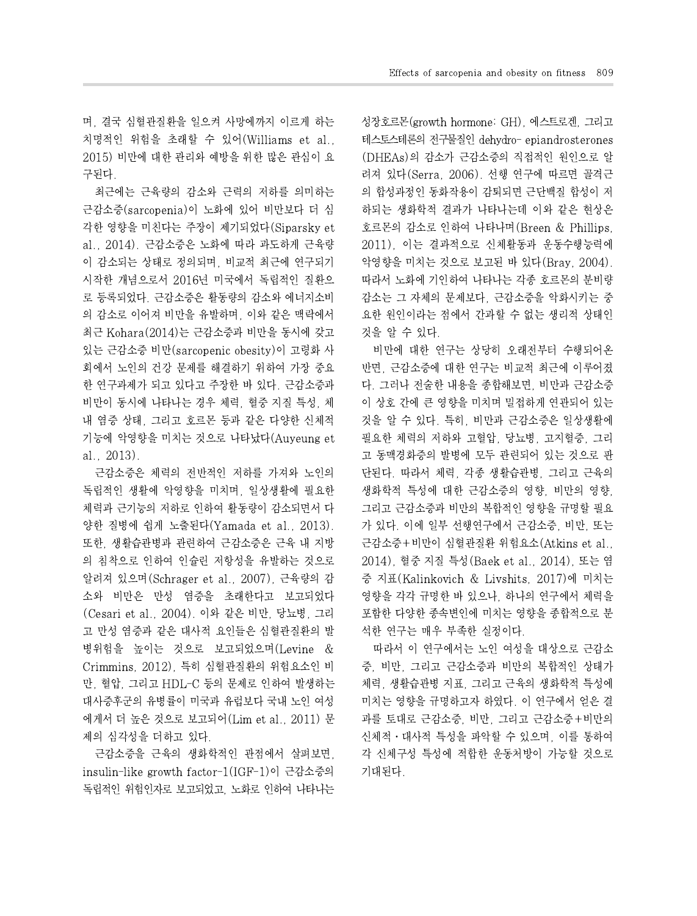며, 결국 심혈관질환을 일으켜 사망에까지 이르게 하는 치명적인 위험을 초래할 수 있어(Williams et al., 2015) 비만에 대한 관리와 예방을 위한 많은 관심이 요구된다.

최근에는 근육량의 감소와 근력의 저하를 의미하는 근감소증(sarcopenia)이 노화에 있어 비만보다 더 심각한 영향을 미친다는 주장이 제기되었다(Siparsky et al., 2014). 근감소증은 노화에 따라 과도하게 근육량이 감소되는 상태로 정의되며, 비교적 최근에 연구되기 시작한 개념으로서 2016년 미국에서 독립적인 질환으로 등록되었다. 근감소증은 활동량의 감소와 에너지소비의 감소로 이어져 비만을 유발하며, 이와 같은 맥락에서 최근 Kohara(2014)는 근감소증과 비만을 동시에 갖고 있는 근감소증 비만(sarcopenic obesity)이 고령화 사회에서 노인의 건강 문제를 해결하기 위하여 가장 중요한 연구과제가 되고 있다고 주장한 바 있다. 근감소증과 비만이 동시에 나타나는 경우 체력, 혈중 지질 특성, 체내 염증 상태, 그리고 호르몬 등과 같은 다양한 신체적 기능에 악영향을 미치는 것으로 나타났다(Auyeung et al., 2013).

근감소증은 체력의 전반적인 저하를 가져와 노인의 독립적인 생활에 악영향을 미치며, 일상생활에 필요한 체력과 근기능의 저하로 인하여 활동량이 감소되면서 다양한 질병에 쉽게 노출된다(Yamada et al., 2013). 또한, 생활습관병과 관련하여 근감소증은 근육 내 지방의 침착으로 인하여 인슐린 저항성을 유발하는 것으로 알려져 있으며(Schrager et al., 2007), 근육량의 감소와 비만은 만성 염증을 초래한다고 보고되었다(Cesari et al., 2004). 이와 같은 비만, 당뇨병, 그리고 만성 염증과 같은 대사적 요인들은 심혈관질환의 발병위험을 높이는 것으로 보고되었으며(Levine & Crimmins, 2012), 특히 심혈관질환의 위험요소인 비만, 혈압, 그리고 HDL-C 등의 문제로 인하여 발생하는 대사증후군의 유병률이 미국과 유럽보다 국내 노인 여성에게서 더 높은 것으로 보고되어(Lim et al., 2011) 문제의 심각성을 더하고 있다.

근감소증을 근육의 생화학적인 관점에서 살펴보면, insulin-like growth factor-1(IGF-1)이 근감소증의 독립적인 위험인자로 보고되었고, 노화로 인하여 나타나는 성장호르몬(growth hormone: GH), 에스트로겐, 그리고 테스토스테론의 전구물질인 dehydro- epiandrosterones (DHEAs)의 감소가 근감소증의 직접적인 원인으로 알려져 있다(Serra, 2006). 선행 연구에 따르면 골격근의 합성과정인 동화작용이 감퇴되면 근단백질 합성이 저하되는 생화학적 결과가 나타나는데 이와 같은 현상은 호르몬의 감소로 인하여 나타나며(Breen & Phillips, 2011), 이는 결과적으로 신체활동과 운동수행능력에 악영향을 미치는 것으로 보고된 바 있다(Bray, 2004). 따라서 노화에 기인하여 나타나는 각종 호르몬의 분비량 감소는 그 자체의 문제보다, 근감소증을 악화시키는 중요한 원인이라는 점에서 간과할 수 없는 생리적 상태인 것을 알 수 있다.

비만에 대한 연구는 상당히 오래전부터 수행되어온 반면, 근감소증에 대한 연구는 비교적 최근에 이루어졌다. 그러나 전술한 내용을 종합해보면, 비만과 근감소증이 상호 간에 큰 영향을 미치며 밀접하게 연관되어 있는 것을 알 수 있다. 특히, 비만과 근감소증은 일상생활에 필요한 체력의 저하와 고혈압, 당뇨병, 고지혈증, 그리고 동맥경화증의 발병에 모두 관련되어 있는 것으로 판단된다. 따라서 체력, 각종 생활습관병, 그리고 근육의 생화학적 특성에 대한 근감소증의 영향, 비만의 영향, 그리고 근감소증과 비만의 복합적인 영향을 규명할 필요가 있다. 이에 일부 선행연구에서 근감소증, 비만, 또는 근감소증+비만이 심혈관질환 위험요소(Atkins et al., 2014), 혈중 지질 특성(Baek et al., 2014), 또는 염증 지표(Kalinkovich & Livshits, 2017)에 미치는 영향을 각각 규명한 바 있으나, 하나의 연구에서 체력을 포함한 다양한 종속변인에 미치는 영향을 종합적으로 분석한 연구는 매우 부족한 실정이다.

따라서 이 연구에서는 노인 여성을 대상으로 근감소증, 비만, 그리고 근감소증과 비만의 복합적인 상태가 체력, 생활습관병 지표, 그리고 근육의 생화학적 특성에 미치는 영향을 규명하고자 하였다. 이 연구에서 얻은 결과를 토대로 근감소증, 비만, 그리고 근감소증+비만의 신체적・대사적 특성을 파악할 수 있으며, 이를 통하여 각 신체구성 특성에 적합한 운동처방이 가능할 것으로 기대된다.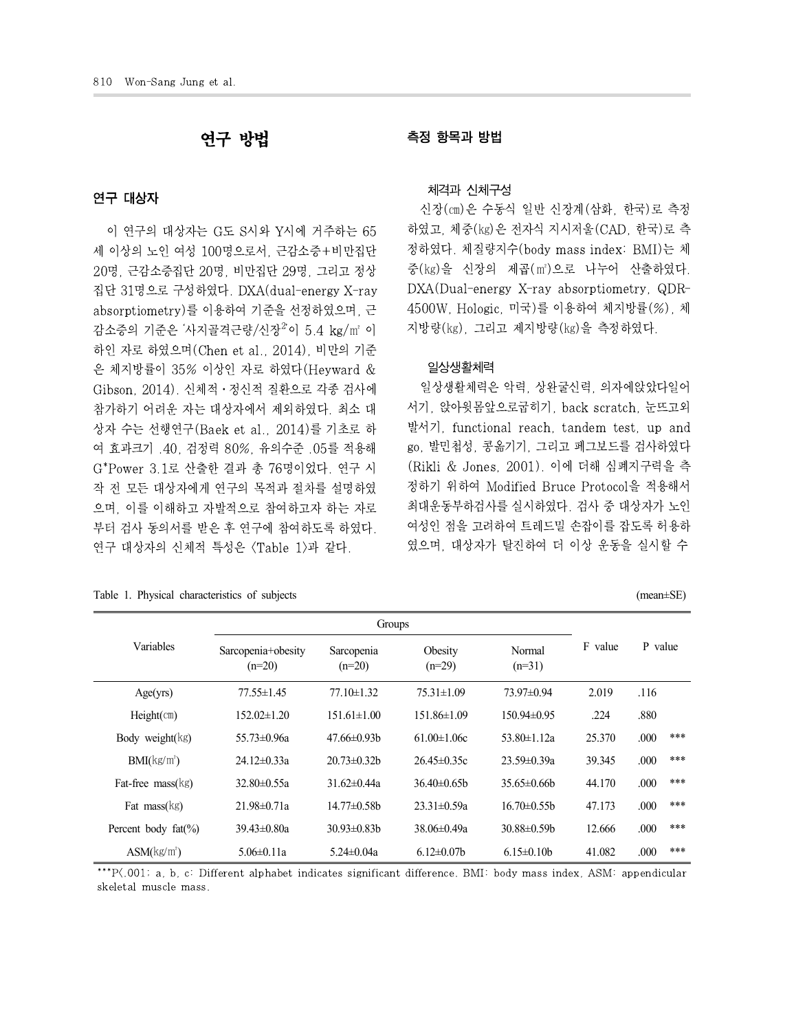## 연구 방법

### 연구 대상자

이 연구의 대상자는 G도 S시와 Y시에 거주하는 65세 이상의 노인 여성 100명으로서, 근감소증+비만집단 20명, 근감소증집단 20명, 비만집단 29명, 그리고 정상집단 31명으로 구성하였다. DXA(dual-energy X-ray absorptiometry)를 이용하여 기준을 선정하였으며, 근감소증의 기준은 '사지골격근량/신장$^2$'이 5.4 kg/㎡ 이하인 자로 하였으며(Chen et al., 2014), 비만의 기준은 체지방률이 35% 이상인 자로 하였다(Heyward & Gibson, 2014). 신체적・정신적 질환으로 각종 검사에 참가하기 어려운 자는 대상자에서 제외하였다. 최소 대상자 수는 선행연구(Baek et al., 2014)를 기초로 하여 효과크기 .40, 검정력 80%, 유의수준 .05를 적용해 G*Power 3.1로 산출한 결과 총 76명이었다. 연구 시작 전 모든 대상자에게 연구의 목적과 절차를 설명하였으며, 이를 이해하고 자발적으로 참여하고자 하는 자로부터 검사 동의서를 받은 후 연구에 참여하도록 하였다. 연구 대상자의 신체적 특성은 <Table 1>과 같다.

### 측정 항목과 방법

#### 체격과 신체구성

신장(㎝)은 수동식 일반 신장계(삼화, 한국)로 측정하였고, 체중(㎏)은 전자식 지시저울(CAD, 한국)로 측정하였다. 체질량지수(body mass index: BMI)는 체중(㎏)을 신장의 제곱(㎡)으로 나누어 산출하였다. DXA(Dual-energy X-ray absorptiometry, QDR-4500W, Hologic, 미국)를 이용하여 체지방률(%), 체지방량(㎏), 그리고 제지방량(㎏)을 측정하였다.

#### 일상생활체력

일상생활체력은 악력, 상완굴신력, 의자에앉았다일어서기, 앉아윗몸앞으로굽히기, back scratch, 눈뜨고외발서기, functional reach, tandem test, up and go, 발민첩성, 콩옮기기, 그리고 페그보드를 검사하였다(Rikli & Jones, 2001). 이에 더해 심폐지구력을 측정하기 위하여 Modified Bruce Protocol을 적용해서 최대운동부하검사를 실시하였다. 검사 중 대상자가 노인 여성인 점을 고려하여 트레드밀 손잡이를 잡도록 허용하였으며, 대상자가 탈진하여 더 이상 운동을 실시할 수

Table 1. Physical characteristics of subjects (mean±SE)

| Variables | Groups | | | | F value | P value | |
|---|---|---|---|---|---|---|---|
| | Sarcopenia+obesity (n=20) | Sarcopenia (n=20) | Obesity (n=29) | Normal (n=31) | | | |
| Age(yrs) | 77.55±1.45 | 77.10±1.32 | 75.31±1.09 | 73.97±0.94 | 2.019 | .116 | |
| Height(㎝) | 152.02±1.20 | 151.61±1.00 | 151.86±1.09 | 150.94±0.95 | .224 | .880 | |
| Body weight(㎏) | 55.73±0.96a | 47.66±0.93b | 61.00±1.06c | 53.80±1.12a | 25.370 | .000 | *** |
| BMI(㎏/㎡) | 24.12±0.33a | 20.73±0.32b | 26.45±0.35c | 23.59±0.39a | 39.345 | .000 | *** |
| Fat-free mass(㎏) | 32.80±0.55a | 31.62±0.44a | 36.40±0.65b | 35.65±0.66b | 44.170 | .000 | *** |
| Fat mass(㎏) | 21.98±0.71a | 14.77±0.58b | 23.31±0.59a | 16.70±0.55b | 47.173 | .000 | *** |
| Percent body fat(%) | 39.43±0.80a | 30.93±0.83b | 38.06±0.49a | 30.88±0.59b | 12.666 | .000 | *** |
| ASM(㎏/㎡) | 5.06±0.11a | 5.24±0.04a | 6.12±0.07b | 6.15±0.10b | 41.082 | .000 | *** |

***P<.001; a, b, c: Different alphabet indicates significant difference. BMI: body mass index, ASM: appendicular skeletal muscle mass.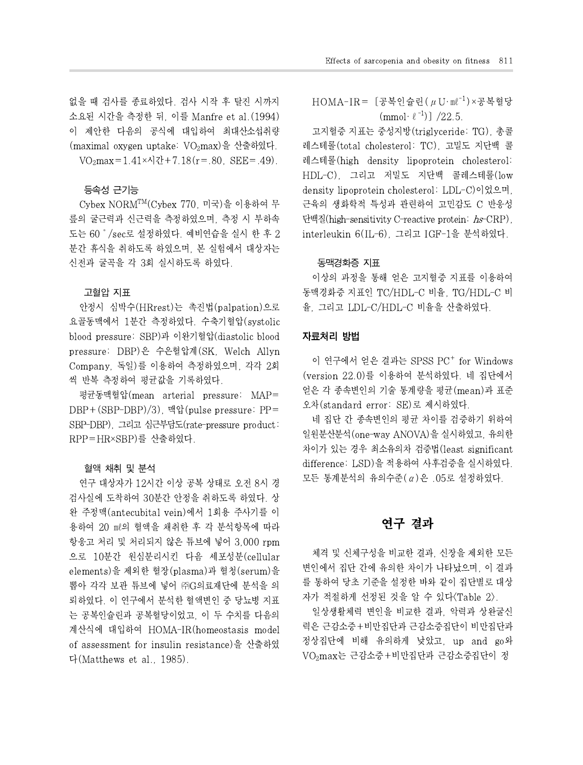없을 때 검사를 종료하였다. 검사 시작 후 탈진 시까지 소요된 시간을 측정한 뒤, 이를 Manfre et al.(1994)이 제안한 다음의 공식에 대입하여 최대산소섭취량(maximal oxygen uptake: $VO_2max$)을 산출하였다.

$VO_2max$ = 1.41×시간+7.18(r=.80, SEE=.49).

### 등속성 근기능

Cybex NORM[TM](Cybex 770, 미국)을 이용하여 무릎의 굴근력과 신근력을 측정하였으며, 측정 시 부하속도는 60 °/sec로 설정하였다. 예비연습을 실시 한 후 2분간 휴식을 취하도록 하였으며, 본 실험에서 대상자는 신전과 굴곡을 각 3회 실시하도록 하였다.

### 고혈압 지표

안정시 심박수(HRrest)는 촉진법(palpation)으로 요골동맥에서 1분간 측정하였다. 수축기혈압(systolic blood pressure: SBP)과 이완기혈압(diastolic blood pressure: DBP)은 수은혈압계(SK, Welch Allyn Company, 독일)를 이용하여 측정하였으며, 각각 2회씩 반복 측정하여 평균값을 기록하였다.

평균동맥혈압(mean arterial pressure: MAP=DBP+(SBP-DBP)/3), 맥압(pulse pressure: PP=SBP-DBP), 그리고 심근부담도(rate-pressure product: RPP=HR×SBP)를 산출하였다.

### 혈액 채취 및 분석

연구 대상자가 12시간 이상 공복 상태로 오전 8시 경 검사실에 도착하여 30분간 안정을 취하도록 하였다. 상완 주정맥(antecubital vein)에서 1회용 주사기를 이용하여 20 ㎖의 혈액을 채취한 후 각 분석항목에 따라 항응고 처리 및 처리되지 않은 튜브에 넣어 3,000 rpm으로 10분간 원심분리시킨 다음 세포성분(cellular elements)을 제외한 혈장(plasma)과 혈청(serum)을 뽑아 각각 보관 튜브에 넣어 ㈜G의료재단에 분석을 의뢰하였다. 이 연구에서 분석한 혈액변인 중 당뇨병 지표는 공복인슐린과 공복혈당이었고, 이 두 수치를 다음의 계산식에 대입하여 HOMA-IR(homeostasis model of assessment for insulin resistance)을 산출하였다(Matthews et al., 1985).

HOMA-IR= [공복인슐린($\mu U \cdot ml^{-1}$)×공복혈당($mmol \cdot \ell^{-1}$)] /22.5.

고지혈증 지표는 중성지방(triglyceride: TG), 총콜레스테롤(total cholesterol: TC), 고밀도 지단백 콜레스테롤(high density lipoprotein cholesterol: HDL-C), 그리고 저밀도 지단백 콜레스테롤(low density lipoprotein cholesterol: LDL-C)이었으며, 근육의 생화학적 특성과 관련하여 고민감도 C 반응성 단백질(high-sensitivity C-reactive protein: *hs*-CRP), interleukin 6(IL-6), 그리고 IGF-1을 분석하였다.

### 동맥경화증 지표

이상의 과정을 통해 얻은 고지혈증 지표를 이용하여 동맥경화증 지표인 TC/HDL-C 비율, TG/HDL-C 비율, 그리고 LDL-C/HDL-C 비율을 산출하였다.

## 자료처리 방법

이 연구에서 얻은 결과는 SPSS PC+ for Windows (version 22.0)를 이용하여 분석하였다. 네 집단에서 얻은 각 종속변인의 기술 통계량을 평균(mean)과 표준오차(standard error: SE)로 제시하였다.

네 집단 간 종속변인의 평균 차이를 검증하기 위하여 일원분산분석(one-way ANOVA)을 실시하였고, 유의한 차이가 있는 경우 최소유의차 검증법(least significant difference: LSD)을 적용하여 사후검증을 실시하였다. 모든 통계분석의 유의수준($\alpha$)은 .05로 설정하였다.

# 연구 결과

체격 및 신체구성을 비교한 결과, 신장을 제외한 모든 변인에서 집단 간에 유의한 차이가 나타났으며, 이 결과를 통하여 당초 기준을 설정한 바와 같이 집단별로 대상자가 적절하게 선정된 것을 알 수 있다<Table 2>.

일상생활체력 변인을 비교한 결과, 악력과 상완굴신력은 근감소증+비만집단과 근감소증집단이 비만집단과 정상집단에 비해 유의하게 낮았고, up and go와 $VO_2max$는 근감소증+비만집단과 근감소증집단이 정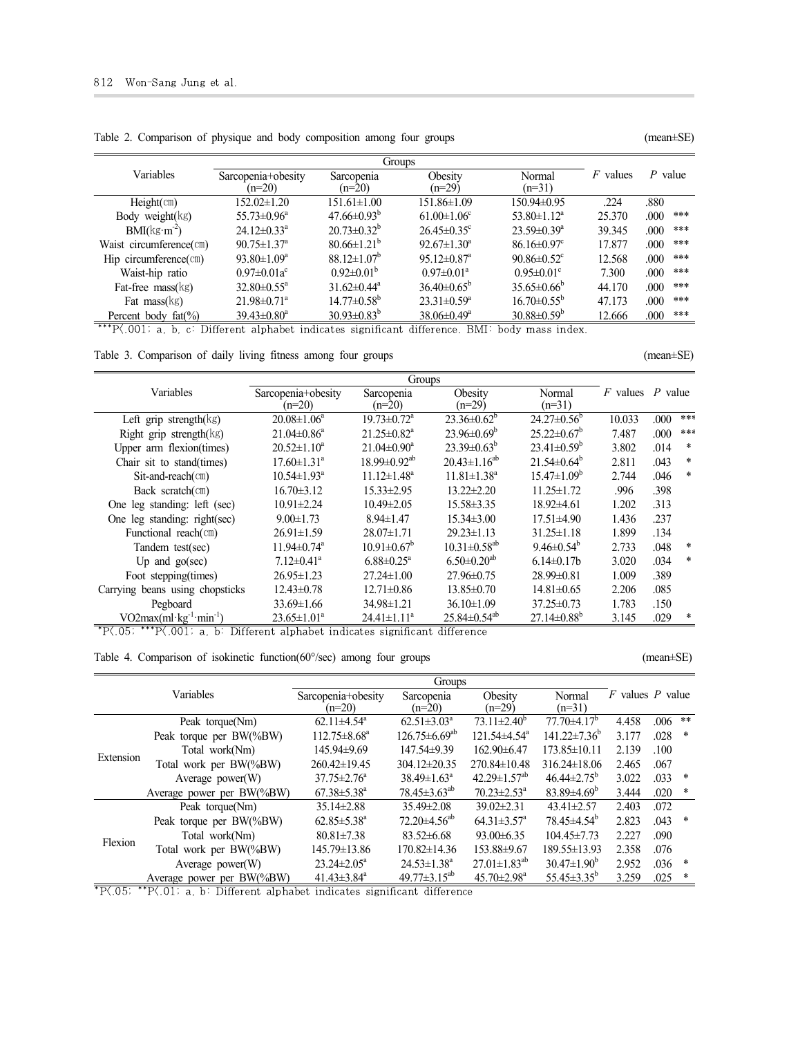Table 2. Comparison of physique and body composition among four groups (mean±SE)

| Variables | Groups | | | | *F* values | *P* value | |
|---|---|---|---|---|---|---|---|
| | Sarcopenia+obesity (n=20) | Sarcopenia (n=20) | Obesity (n=29) | Normal (n=31) | | | |
| Height(㎝) | 152.02±1.20 | 151.61±1.00 | 151.86±1.09 | 150.94±0.95 | .224 | .880 | |
| Body weight(㎏) | 55.73±0.96[a] | 47.66±0.93[b] | 61.00±1.06[c] | 53.80±1.12[a] | 25.370 | .000 | *** |
| BMI($kg \cdot m^{-2}$) | 24.12±0.33[a] | 20.73±0.32[b] | 26.45±0.35[c] | 23.59±0.39[a] | 39.345 | .000 | *** |
| Waist circumference(㎝) | 90.75±1.37[a] | 80.66±1.21[b] | 92.67±1.30[a] | 86.16±0.97[c] | 17.877 | .000 | *** |
| Hip circumference(㎝) | 93.80±1.09[a] | 88.12±1.07[b] | 95.12±0.87[a] | 90.86±0.52[c] | 12.568 | .000 | *** |
| Waist-hip ratio | 0.97±0.01a[c] | 0.92±0.01[b] | 0.97±0.01[a] | 0.95±0.01[c] | 7.300 | .000 | *** |
| Fat-free mass(㎏) | 32.80±0.55[a] | 31.62±0.44[a] | 36.40±0.65[b] | 35.65±0.66[b] | 44.170 | .000 | *** |
| Fat mass(㎏) | 21.98±0.71[a] | 14.77±0.58[b] | 23.31±0.59[a] | 16.70±0.55[b] | 47.173 | .000 | *** |
| Percent body fat(%) | 39.43±0.80[a] | 30.93±0.83[b] | 38.06±0.49[a] | 30.88±0.59[b] | 12.666 | .000 | *** |

***P<.001; a, b, c: Different alphabet indicates significant difference. BMI: body mass index.

Table 3. Comparison of daily living fitness among four groups (mean±SE)

| Variables | Groups | | | | *F* values | *P* value | |
|---|---|---|---|---|---|---|---|
| | Sarcopenia+obesity (n=20) | Sarcopenia (n=20) | Obesity (n=29) | Normal (n=31) | | | |
| Left grip strength(㎏) | 20.08±1.06[a] | 19.73±0.72[a] | 23.36±0.62[b] | 24.27±0.56[b] | 10.033 | .000 | *** |
| Right grip strength(㎏) | 21.04±0.86[a] | 21.25±0.82[a] | 23.96±0.69[b] | 25.22±0.67[b] | 7.487 | .000 | *** |
| Upper arm flexion(times) | 20.52±1.10[a] | 21.04±0.90[a] | 23.39±0.63[b] | 23.41±0.59[b] | 3.802 | .014 | * |
| Chair sit to stand(times) | 17.60±1.31[a] | 18.99±0.92[ab] | 20.43±1.16[ab] | 21.54±0.64[b] | 2.811 | .043 | * |
| Sit-and-reach(㎝) | 10.54±1.93[a] | 11.12±1.48[a] | 11.81±1.38[a] | 15.47±1.09[b] | 2.744 | .046 | * |
| Back scratch(㎝) | 16.70±3.12 | 15.33±2.95 | 13.22±2.20 | 11.25±1.72 | .996 | .398 | |
| One leg standing: left (sec) | 10.91±2.24 | 10.49±2.05 | 15.58±3.35 | 18.92±4.61 | 1.202 | .313 | |
| One leg standing: right(sec) | 9.00±1.73 | 8.94±1.47 | 15.34±3.00 | 17.51±4.90 | 1.436 | .237 | |
| Functional reach(㎝) | 26.91±1.59 | 28.07±1.71 | 29.23±1.13 | 31.25±1.18 | 1.899 | .134 | |
| Tandem test(sec) | 11.94±0.74[a] | 10.91±0.67[b] | 10.31±0.58[ab] | 9.46±0.54[b] | 2.733 | .048 | * |
| Up and go(sec) | 7.12±0.41[a] | 6.88±0.25[a] | 6.50±0.20[ab] | 6.14±0.17b | 3.020 | .034 | * |
| Foot stepping(times) | 26.95±1.23 | 27.24±1.00 | 27.96±0.75 | 28.99±0.81 | 1.009 | .389 | |
| Carrying beans using chopsticks | 12.43±0.78 | 12.71±0.86 | 13.85±0.70 | 14.81±0.65 | 2.206 | .085 | |
| Pegboard | 33.69±1.66 | 34.98±1.21 | 36.10±1.09 | 37.25±0.73 | 1.783 | .150 | |
| VO2max($ml \cdot kg^{-1} \cdot min^{-1}$) | 23.65±1.01[a] | 24.41±1.11[a] | 25.84±0.54[ab] | 27.14±0.88[b] | 3.145 | .029 | * |

*P<.05; ***P<.001; a, b: Different alphabet indicates significant difference

Table 4. Comparison of isokinetic function(60°/sec) among four groups (mean±SE)

| | Variables | Groups | | | | *F* values | *P* value | |
|---|---|---|---|---|---|---|---|---|
| | | Sarcopenia+obesity (n=20) | Sarcopenia (n=20) | Obesity (n=29) | Normal (n=31) | | | |
| Extension | Peak torque(Nm) | 62.11±4.54[a] | 62.51±3.03[a] | 73.11±2.40[b] | 77.70±4.17[b] | 4.458 | .006 | ** |
| | Peak torque per BW(%BW) | 112.75±8.68[a] | 126.75±6.69[ab] | 121.54±4.54[a] | 141.22±7.36[b] | 3.177 | .028 | * |
| | Total work(Nm) | 145.94±9.69 | 147.54±9.39 | 162.90±6.47 | 173.85±10.11 | 2.139 | .100 | |
| | Total work per BW(%BW) | 260.42±19.45 | 304.12±20.35 | 270.84±10.48 | 316.24±18.06 | 2.465 | .067 | |
| | Average power(W) | 37.75±2.76[a] | 38.49±1.63[a] | 42.29±1.57[ab] | 46.44±2.75[b] | 3.022 | .033 | * |
| | Average power per BW(%BW) | 67.38±5.38[a] | 78.45±3.63[ab] | 70.23±2.53[a] | 83.89±4.69[b] | 3.444 | .020 | * |
| Flexion | Peak torque(Nm) | 35.14±2.88 | 35.49±2.08 | 39.02±2.31 | 43.41±2.57 | 2.403 | .072 | |
| | Peak torque per BW(%BW) | 62.85±5.38[a] | 72.20±4.56[ab] | 64.31±3.57[a] | 78.45±4.54[b] | 2.823 | .043 | * |
| | Total work(Nm) | 80.81±7.38 | 83.52±6.68 | 93.00±6.35 | 104.45±7.73 | 2.227 | .090 | |
| | Total work per BW(%BW) | 145.79±13.86 | 170.82±14.36 | 153.88±9.67 | 189.55±13.93 | 2.358 | .076 | |
| | Average power(W) | 23.24±2.05[a] | 24.53±1.38[a] | 27.01±1.83[ab] | 30.47±1.90[b] | 2.952 | .036 | * |
| | Average power per BW(%BW) | 41.43±3.84[a] | 49.77±3.15[ab] | 45.70±2.98[a] | 55.45±3.35[b] | 3.259 | .025 | * |

*P<.05; **P<.01; a, b: Different alphabet indicates significant difference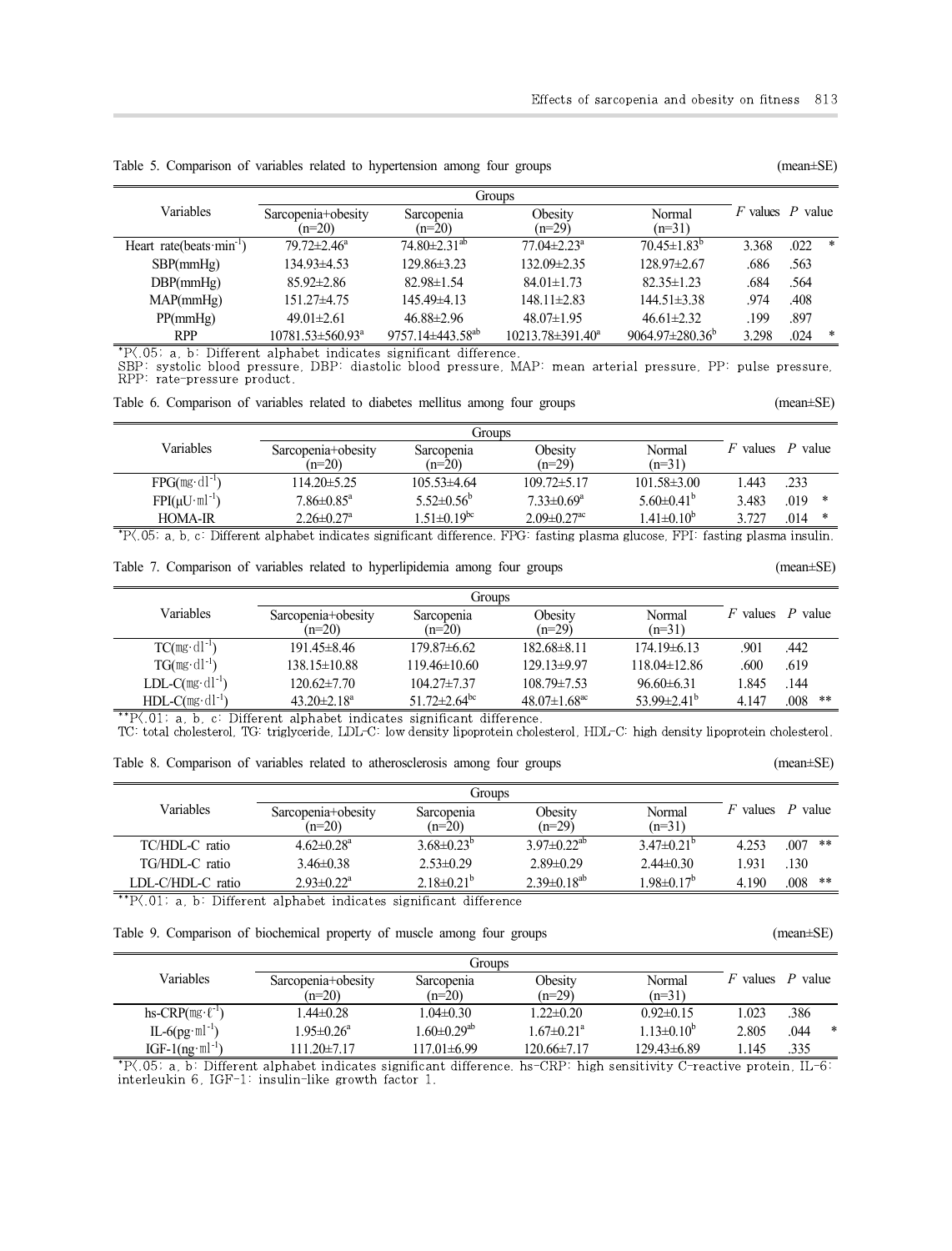Table 5. Comparison of variables related to hypertension among four groups (mean±SE)

| Variables | Groups | | | | $F$ values | $P$ value | |
|---|---|---|---|---|---|---|---|
| | Sarcopenia+obesity (n=20) | Sarcopenia (n=20) | Obesity (n=29) | Normal (n=31) | | | |
| Heart rate(beats·min$^{-1}$) | 79.72±2.46$^{a}$ | 74.80±2.31$^{ab}$ | 77.04±2.23$^{a}$ | 70.45±1.83$^{b}$ | 3.368 | .022 | * |
| SBP(mmHg) | 134.93±4.53 | 129.86±3.23 | 132.09±2.35 | 128.97±2.67 | .686 | .563 | |
| DBP(mmHg) | 85.92±2.86 | 82.98±1.54 | 84.01±1.73 | 82.35±1.23 | .684 | .564 | |
| MAP(mmHg) | 151.27±4.75 | 145.49±4.13 | 148.11±2.83 | 144.51±3.38 | .974 | .408 | |
| PP(mmHg) | 49.01±2.61 | 46.88±2.96 | 48.07±1.95 | 46.61±2.32 | .199 | .897 | |
| RPP | 10781.53±560.93$^{a}$ | 9757.14±443.58$^{ab}$ | 10213.78±391.40$^{a}$ | 9064.97±280.36$^{b}$ | 3.298 | .024 | * |

*P<.05; a, b: Different alphabet indicates significant difference.
SBP: systolic blood pressure, DBP: diastolic blood pressure, MAP: mean arterial pressure, PP: pulse pressure, RPP: rate-pressure product.

Table 6. Comparison of variables related to diabetes mellitus among four groups (mean±SE)

| Variables | Groups | | | | $F$ values | $P$ value | |
|---|---|---|---|---|---|---|---|
| | Sarcopenia+obesity (n=20) | Sarcopenia (n=20) | Obesity (n=29) | Normal (n=31) | | | |
| FPG(㎎·dl$^{-1}$) | 114.20±5.25 | 105.53±4.64 | 109.72±5.17 | 101.58±3.00 | 1.443 | .233 | |
| FPI(μU·ml$^{-1}$) | 7.86±0.85$^{a}$ | 5.52±0.56$^{b}$ | 7.33±0.69$^{a}$ | 5.60±0.41$^{b}$ | 3.483 | .019 | * |
| HOMA-IR | 2.26±0.27$^{a}$ | 1.51±0.19$^{bc}$ | 2.09±0.27$^{ac}$ | 1.41±0.10$^{b}$ | 3.727 | .014 | * |

*P<.05; a, b, c: Different alphabet indicates significant difference. FPG: fasting plasma glucose, FPI: fasting plasma insulin.

Table 7. Comparison of variables related to hyperlipidemia among four groups (mean±SE)

| Variables | Groups | | | | $F$ values | $P$ value | |
|---|---|---|---|---|---|---|---|
| | Sarcopenia+obesity (n=20) | Sarcopenia (n=20) | Obesity (n=29) | Normal (n=31) | | | |
| TC(㎎·dl$^{-1}$) | 191.45±8.46 | 179.87±6.62 | 182.68±8.11 | 174.19±6.13 | .901 | .442 | |
| TG(㎎·dl$^{-1}$) | 138.15±10.88 | 119.46±10.60 | 129.13±9.97 | 118.04±12.86 | .600 | .619 | |
| LDL-C(㎎·dl$^{-1}$) | 120.62±7.70 | 104.27±7.37 | 108.79±7.53 | 96.60±6.31 | 1.845 | .144 | |
| HDL-C(㎎·dl$^{-1}$) | 43.20±2.18$^{a}$ | 51.72±2.64$^{bc}$ | 48.07±1.68$^{ac}$ | 53.99±2.41$^{b}$ | 4.147 | .008 | ** |

**P<.01; a, b, c: Different alphabet indicates significant difference.
TC: total cholesterol, TG: triglyceride, LDL-C: low density lipoprotein cholesterol, HDL-C: high density lipoprotein cholesterol.

Table 8. Comparison of variables related to atherosclerosis among four groups (mean±SE)

| Variables | Groups | | | | $F$ values | $P$ value | |
|---|---|---|---|---|---|---|---|
| | Sarcopenia+obesity (n=20) | Sarcopenia (n=20) | Obesity (n=29) | Normal (n=31) | | | |
| TC/HDL-C ratio | 4.62±0.28$^{a}$ | 3.68±0.23$^{b}$ | 3.97±0.22$^{ab}$ | 3.47±0.21$^{b}$ | 4.253 | .007 | ** |
| TG/HDL-C ratio | 3.46±0.38 | 2.53±0.29 | 2.89±0.29 | 2.44±0.30 | 1.931 | .130 | |
| LDL-C/HDL-C ratio | 2.93±0.22$^{a}$ | 2.18±0.21$^{b}$ | 2.39±0.18$^{ab}$ | 1.98±0.17$^{b}$ | 4.190 | .008 | ** |

**P<.01; a, b: Different alphabet indicates significant difference

Table 9. Comparison of biochemical property of muscle among four groups (mean±SE)

| Variables | Groups | | | | $F$ values | $P$ value | |
|---|---|---|---|---|---|---|---|
| | Sarcopenia+obesity (n=20) | Sarcopenia (n=20) | Obesity (n=29) | Normal (n=31) | | | |
| hs-CRP(㎎·ℓ$^{-1}$) | 1.44±0.28 | 1.04±0.30 | 1.22±0.20 | 0.92±0.15 | 1.023 | .386 | |
| IL-6(pg·ml$^{-1}$) | 1.95±0.26$^{a}$ | 1.60±0.29$^{ab}$ | 1.67±0.21$^{a}$ | 1.13±0.10$^{b}$ | 2.805 | .044 | * |
| IGF-1(ng·ml$^{-1}$) | 111.20±7.17 | 117.01±6.99 | 120.66±7.17 | 129.43±6.89 | 1.145 | .335 | |

*P<.05; a, b: Different alphabet indicates significant difference. hs-CRP: high sensitivity C-reactive protein, IL-6: interleukin 6, IGF-1: insulin-like growth factor 1.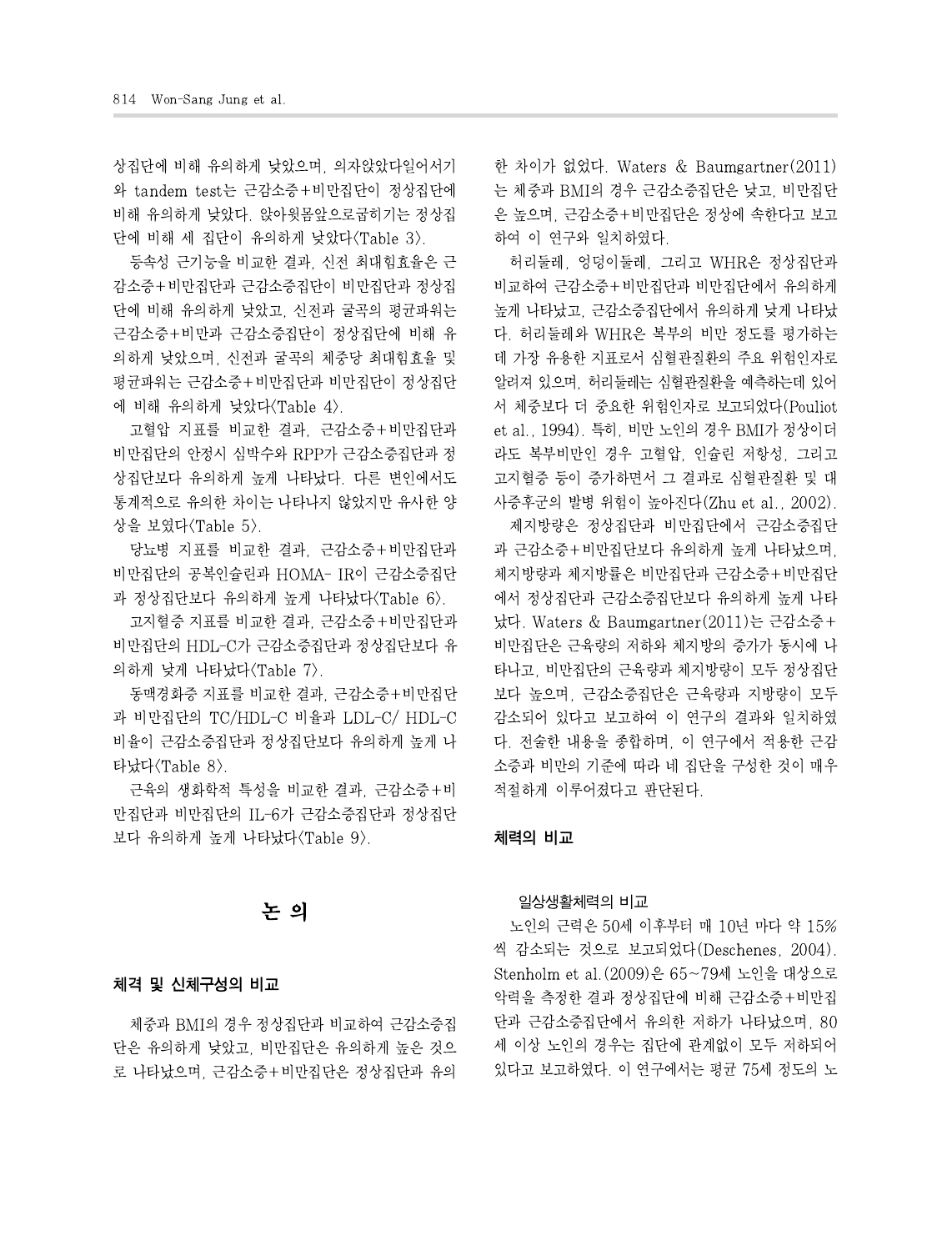상집단에 비해 유의하게 낮았으며, 의자앉았다일어서기와 tandem test는 근감소증+비만집단이 정상집단에 비해 유의하게 낮았다. 앉아윗몸앞으로굽히기는 정상집단에 비해 세 집단이 유의하게 낮았다<Table 3>.

등속성 근기능을 비교한 결과, 신전 최대힘효율은 근감소증+비만집단과 근감소증집단이 비만집단과 정상집단에 비해 유의하게 낮았고, 신전과 굴곡의 평균파워는 근감소증+비만과 근감소증집단이 정상집단에 비해 유의하게 낮았으며, 신전과 굴곡의 체중당 최대힘효율 및 평균파워는 근감소증+비만집단과 비만집단이 정상집단에 비해 유의하게 낮았다<Table 4>.

고혈압 지표를 비교한 결과, 근감소증+비만집단과 비만집단의 안정시 심박수와 RPP가 근감소증집단과 정상집단보다 유의하게 높게 나타났다. 다른 변인에서도 통계적으로 유의한 차이는 나타나지 않았지만 유사한 양상을 보였다<Table 5>.

당뇨병 지표를 비교한 결과, 근감소증+비만집단과 비만집단의 공복인슐린과 HOMA- IR이 근감소증집단과 정상집단보다 유의하게 높게 나타났다<Table 6>.

고지혈증 지표를 비교한 결과, 근감소증+비만집단과 비만집단의 HDL-C가 근감소증집단과 정상집단보다 유의하게 낮게 나타났다<Table 7>.

동맥경화증 지표를 비교한 결과, 근감소증+비만집단과 비만집단의 TC/HDL-C 비율과 LDL-C/ HDL-C 비율이 근감소증집단과 정상집단보다 유의하게 높게 나타났다<Table 8>.

근육의 생화학적 특성을 비교한 결과, 근감소증+비만집단과 비만집단의 IL-6가 근감소증집단과 정상집단보다 유의하게 높게 나타났다<Table 9>.

# 논 의

## 체격 및 신체구성의 비교

체중과 BMI의 경우 정상집단과 비교하여 근감소증집단은 유의하게 낮았고, 비만집단은 유의하게 높은 것으로 나타났으며, 근감소증+비만집단은 정상집단과 유의한 차이가 없었다. Waters & Baumgartner(2011)는 체중과 BMI의 경우 근감소증집단은 낮고, 비만집단은 높으며, 근감소증+비만집단은 정상에 속한다고 보고하여 이 연구와 일치하였다.

허리둘레, 엉덩이둘레, 그리고 WHR은 정상집단과 비교하여 근감소증+비만집단과 비만집단에서 유의하게 높게 나타났고, 근감소증집단에서 유의하게 낮게 나타났다. 허리둘레와 WHR은 복부의 비만 정도를 평가하는데 가장 유용한 지표로서 심혈관질환의 주요 위험인자로 알려져 있으며, 허리둘레는 심혈관질환을 예측하는데 있어서 체중보다 더 중요한 위험인자로 보고되었다(Pouliot et al., 1994). 특히, 비만 노인의 경우 BMI가 정상이더라도 복부비만인 경우 고혈압, 인슐린 저항성, 그리고 고지혈증 등이 증가하면서 그 결과로 심혈관질환 및 대사증후군의 발병 위험이 높아진다(Zhu et al., 2002).

제지방량은 정상집단과 비만집단에서 근감소증집단과 근감소증+비만집단보다 유의하게 높게 나타났으며, 체지방량과 체지방률은 비만집단과 근감소증+비만집단에서 정상집단과 근감소증집단보다 유의하게 높게 나타났다. Waters & Baumgartner(2011)는 근감소증+비만집단은 근육량의 저하와 체지방의 증가가 동시에 나타나고, 비만집단의 근육량과 체지방량이 모두 정상집단보다 높으며, 근감소증집단은 근육량과 지방량이 모두 감소되어 있다고 보고하여 이 연구의 결과와 일치하였다. 전술한 내용을 종합하며, 이 연구에서 적용한 근감소증과 비만의 기준에 따라 네 집단을 구성한 것이 매우 적절하게 이루어졌다고 판단된다.

## 체력의 비교

### 일상생활체력의 비교

노인의 근력은 50세 이후부터 매 10년 마다 약 15%씩 감소되는 것으로 보고되었다(Deschenes, 2004). Stenholm et al.(2009)은 65~79세 노인을 대상으로 악력을 측정한 결과 정상집단에 비해 근감소증+비만집단과 근감소증집단에서 유의한 저하가 나타났으며, 80세 이상 노인의 경우는 집단에 관계없이 모두 저하되어 있다고 보고하였다. 이 연구에서는 평균 75세 정도의 노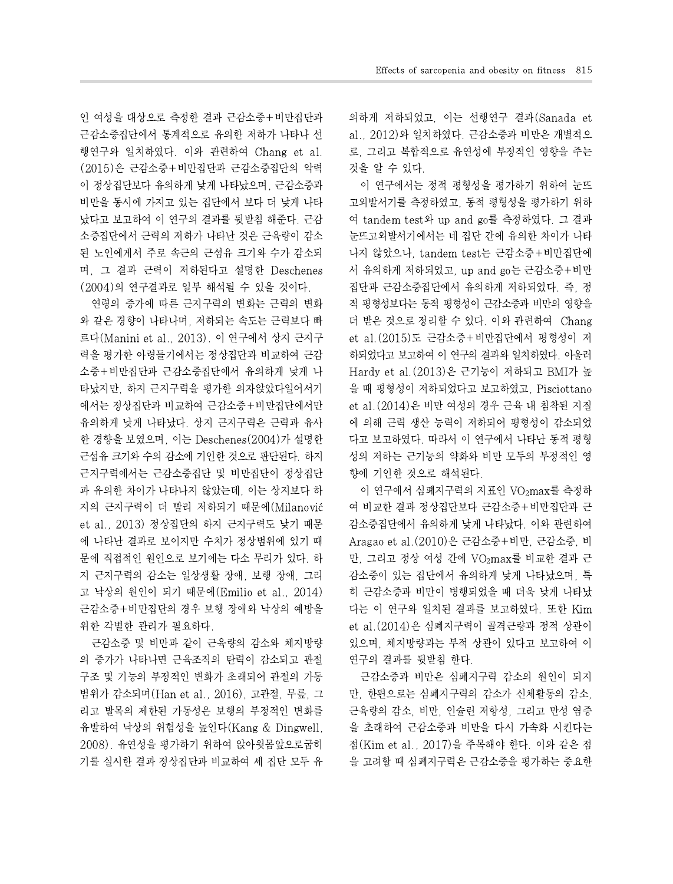인 여성을 대상으로 측정한 결과 근감소증+비만집단과 근감소증집단에서 통계적으로 유의한 저하가 나타나 선행연구와 일치하였다. 이와 관련하여 Chang et al.(2015)은 근감소증+비만집단과 근감소증집단의 악력이 정상집단보다 유의하게 낮게 나타났으며, 근감소증과 비만을 동시에 가지고 있는 집단에서 보다 더 낮게 나타났다고 보고하여 이 연구의 결과를 뒷받침 해준다. 근감소증집단에서 근력의 저하가 나타난 것은 근육량이 감소된 노인에게서 주로 속근의 근섬유 크기와 수가 감소되며, 그 결과 근력이 저하된다고 설명한 Deschenes(2004)의 연구결과로 일부 해석될 수 있을 것이다.

연령의 증가에 따른 근지구력의 변화는 근력의 변화와 같은 경향이 나타나며, 저하되는 속도는 근력보다 빠르다(Manini et al., 2013). 이 연구에서 상지 근지구력을 평가한 아령들기에서는 정상집단과 비교하여 근감소증+비만집단과 근감소증집단에서 유의하게 낮게 나타났지만, 하지 근지구력을 평가한 의자앉았다일어서기에서는 정상집단과 비교하여 근감소증+비만집단에서만 유의하게 낮게 나타났다. 상지 근지구력은 근력과 유사한 경향을 보였으며, 이는 Deschenes(2004)가 설명한 근섬유 크기와 수의 감소에 기인한 것으로 판단된다. 하지 근지구력에서는 근감소증집단 및 비만집단이 정상집단과 유의한 차이가 나타나지 않았는데, 이는 상지보다 하지의 근지구력이 더 빨리 저하되기 때문에(Milanović et al., 2013) 정상집단의 하지 근지구력도 낮기 때문에 나타난 결과로 보이지만 수치가 정상범위에 있기 때문에 직접적인 원인으로 보기에는 다소 무리가 있다. 하지 근지구력의 감소는 일상생활 장애, 보행 장애, 그리고 낙상의 원인이 되기 때문에(Emilio et al., 2014) 근감소증+비만집단의 경우 보행 장애와 낙상의 예방을 위한 각별한 관리가 필요하다.

근감소증 및 비만과 같이 근육량의 감소와 체지방량의 증가가 나타나면 근육조직의 탄력이 감소되고 관절구조 및 기능의 부정적인 변화가 초래되어 관절의 가동범위가 감소되며(Han et al., 2016), 고관절, 무릎, 그리고 발목의 제한된 가동성은 보행의 부정적인 변화를 유발하여 낙상의 위험성을 높인다(Kang & Dingwell, 2008). 유연성을 평가하기 위하여 앉아윗몸앞으로굽히기를 실시한 결과 정상집단과 비교하여 세 집단 모두 유의하게 저하되었고, 이는 선행연구 결과(Sanada et al., 2012)와 일치하였다. 근감소증과 비만은 개별적으로, 그리고 복합적으로 유연성에 부정적인 영향을 주는 것을 알 수 있다.

이 연구에서는 정적 평형성을 평가하기 위하여 눈뜨고외발서기를 측정하였고, 동적 평형성을 평가하기 위하여 tandem test와 up and go를 측정하였다. 그 결과 눈뜨고외발서기에서는 네 집단 간에 유의한 차이가 나타나지 않았으나, tandem test는 근감소증+비만집단에서 유의하게 저하되었고, up and go는 근감소증+비만집단과 근감소증집단에서 유의하게 저하되었다. 즉, 정적 평형성보다는 동적 평형성이 근감소증과 비만의 영향을 더 받은 것으로 정리할 수 있다. 이와 관련하여 Chang et al.(2015)도 근감소증+비만집단에서 평형성이 저하되었다고 보고하여 이 연구의 결과와 일치하였다. 아울러 Hardy et al.(2013)은 근기능이 저하되고 BMI가 높을 때 평형성이 저하되었다고 보고하였고, Pisciottano et al.(2014)은 비만 여성의 경우 근육 내 침착된 지질에 의해 근력 생산 능력이 저하되어 평형성이 감소되었다고 보고하였다. 따라서 이 연구에서 나타난 동적 평형성의 저하는 근기능의 약화와 비만 모두의 부정적인 영향에 기인한 것으로 해석된다.

이 연구에서 심폐지구력의 지표인 $VO_2max$를 측정하여 비교한 결과 정상집단보다 근감소증+비만집단과 근감소증집단에서 유의하게 낮게 나타났다. 이와 관련하여 Aragao et al.(2010)은 근감소증+비만, 근감소증, 비만, 그리고 정상 여성 간에 $VO_2max$를 비교한 결과 근감소증이 있는 집단에서 유의하게 낮게 나타났으며, 특히 근감소증과 비만이 병행되었을 때 더욱 낮게 나타났다는 이 연구와 일치된 결과를 보고하였다. 또한 Kim et al.(2014)은 심폐지구력이 골격근량과 정적 상관이 있으며, 체지방량과는 부적 상관이 있다고 보고하여 이 연구의 결과를 뒷받침 한다.

근감소증과 비만은 심폐지구력 감소의 원인이 되지만, 한편으로는 심폐지구력의 감소가 신체활동의 감소, 근육량의 감소, 비만, 인슐린 저항성, 그리고 만성 염증을 초래하여 근감소증과 비만을 다시 가속화 시킨다는 점(Kim et al., 2017)을 주목해야 한다. 이와 같은 점을 고려할 때 심폐지구력은 근감소증을 평가하는 중요한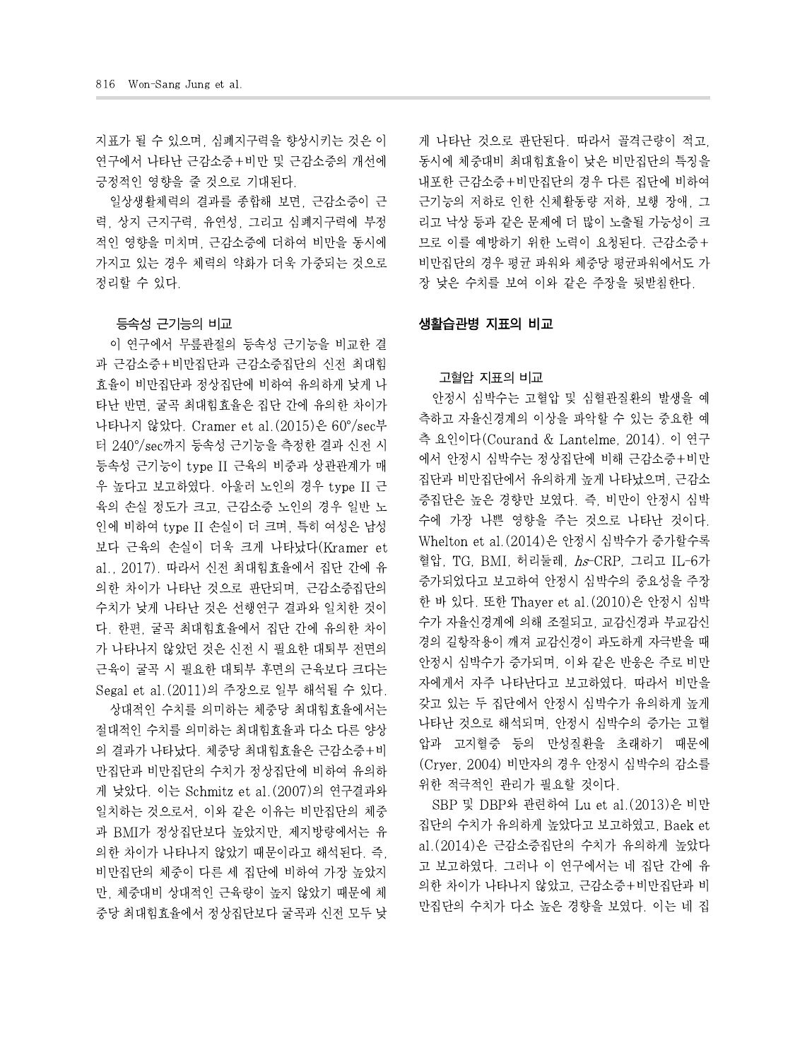지표가 될 수 있으며, 심폐지구력을 향상시키는 것은 이 연구에서 나타난 근감소증+비만 및 근감소증의 개선에 긍정적인 영향을 줄 것으로 기대된다.

일상생활체력의 결과를 종합해 보면, 근감소증이 근력, 상지 근지구력, 유연성, 그리고 심폐지구력에 부정적인 영향을 미치며, 근감소증에 더하여 비만을 동시에 가지고 있는 경우 체력의 약화가 더욱 가중되는 것으로 정리할 수 있다.

### 등속성 근기능의 비교

이 연구에서 무릎관절의 등속성 근기능을 비교한 결과 근감소증+비만집단과 근감소증집단의 신전 최대힘효율이 비만집단과 정상집단에 비하여 유의하게 낮게 나타난 반면, 굴곡 최대힘효율은 집단 간에 유의한 차이가 나타나지 않았다. Cramer et al.(2015)은 60°/sec부터 240°/sec까지 등속성 근기능을 측정한 결과 신전 시 등속성 근기능이 type II 근육의 비중과 상관관계가 매우 높다고 보고하였다. 아울러 노인의 경우 type II 근육의 손실 정도가 크고, 근감소증 노인의 경우 일반 노인에 비하여 type II 손실이 더 크며, 특히 여성은 남성보다 근육의 손실이 더욱 크게 나타났다(Kramer et al., 2017). 따라서 신전 최대힘효율에서 집단 간에 유의한 차이가 나타난 것으로 판단되며, 근감소증집단의 수치가 낮게 나타난 것은 선행연구 결과와 일치한 것이다. 한편, 굴곡 최대힘효율에서 집단 간에 유의한 차이가 나타나지 않았던 것은 신전 시 필요한 대퇴부 전면의 근육이 굴곡 시 필요한 대퇴부 후면의 근육보다 크다는 Segal et al.(2011)의 주장으로 일부 해석될 수 있다.

상대적인 수치를 의미하는 체중당 최대힘효율에서는 절대적인 수치를 의미하는 최대힘효율과 다소 다른 양상의 결과가 나타났다. 체중당 최대힘효율은 근감소증+비만집단과 비만집단의 수치가 정상집단에 비하여 유의하게 낮았다. 이는 Schmitz et al.(2007)의 연구결과와 일치하는 것으로서, 이와 같은 이유는 비만집단의 체중과 BMI가 정상집단보다 높았지만, 제지방량에서는 유의한 차이가 나타나지 않았기 때문이라고 해석된다. 즉, 비만집단의 체중이 다른 세 집단에 비하여 가장 높았지만, 체중대비 상대적인 근육량이 높지 않았기 때문에 체중당 최대힘효율에서 정상집단보다 굴곡과 신전 모두 낮게 나타난 것으로 판단된다. 따라서 골격근량이 적고, 동시에 체중대비 최대힘효율이 낮은 비만집단의 특징을 내포한 근감소증+비만집단의 경우 다른 집단에 비하여 근기능의 저하로 인한 신체활동량 저하, 보행 장애, 그리고 낙상 등과 같은 문제에 더 많이 노출될 가능성이 크므로 이를 예방하기 위한 노력이 요청된다. 근감소증+비만집단의 경우 평균 파워와 체중당 평균파워에서도 가장 낮은 수치를 보여 이와 같은 주장을 뒷받침한다.

## 생활습관병 지표의 비교

### 고혈압 지표의 비교

안정시 심박수는 고혈압 및 심혈관질환의 발생을 예측하고 자율신경계의 이상을 파악할 수 있는 중요한 예측 요인이다(Courand & Lantelme, 2014). 이 연구에서 안정시 심박수는 정상집단에 비해 근감소증+비만집단과 비만집단에서 유의하게 높게 나타났으며, 근감소증집단은 높은 경향만 보였다. 즉, 비만이 안정시 심박수에 가장 나쁜 영향을 주는 것으로 나타난 것이다. Whelton et al.(2014)은 안정시 심박수가 증가할수록 혈압, TG, BMI, 허리둘레, *hs*-CRP, 그리고 IL-6가 증가되었다고 보고하여 안정시 심박수의 중요성을 주장한 바 있다. 또한 Thayer et al.(2010)은 안정시 심박수가 자율신경계에 의해 조절되고, 교감신경과 부교감신경의 길항작용이 깨져 교감신경이 과도하게 자극받을 때 안정시 심박수가 증가되며, 이와 같은 반응은 주로 비만자에게서 자주 나타난다고 보고하였다. 따라서 비만을 갖고 있는 두 집단에서 안정시 심박수가 유의하게 높게 나타난 것으로 해석되며, 안정시 심박수의 증가는 고혈압과 고지혈증 등의 만성질환을 초래하기 때문에(Cryer, 2004) 비만자의 경우 안정시 심박수의 감소를 위한 적극적인 관리가 필요할 것이다.

SBP 및 DBP와 관련하여 Lu et al.(2013)은 비만집단의 수치가 유의하게 높았다고 보고하였고, Baek et al.(2014)은 근감소증집단의 수치가 유의하게 높았다고 보고하였다. 그러나 이 연구에서는 네 집단 간에 유의한 차이가 나타나지 않았고, 근감소증+비만집단과 비만집단의 수치가 다소 높은 경향을 보였다. 이는 네 집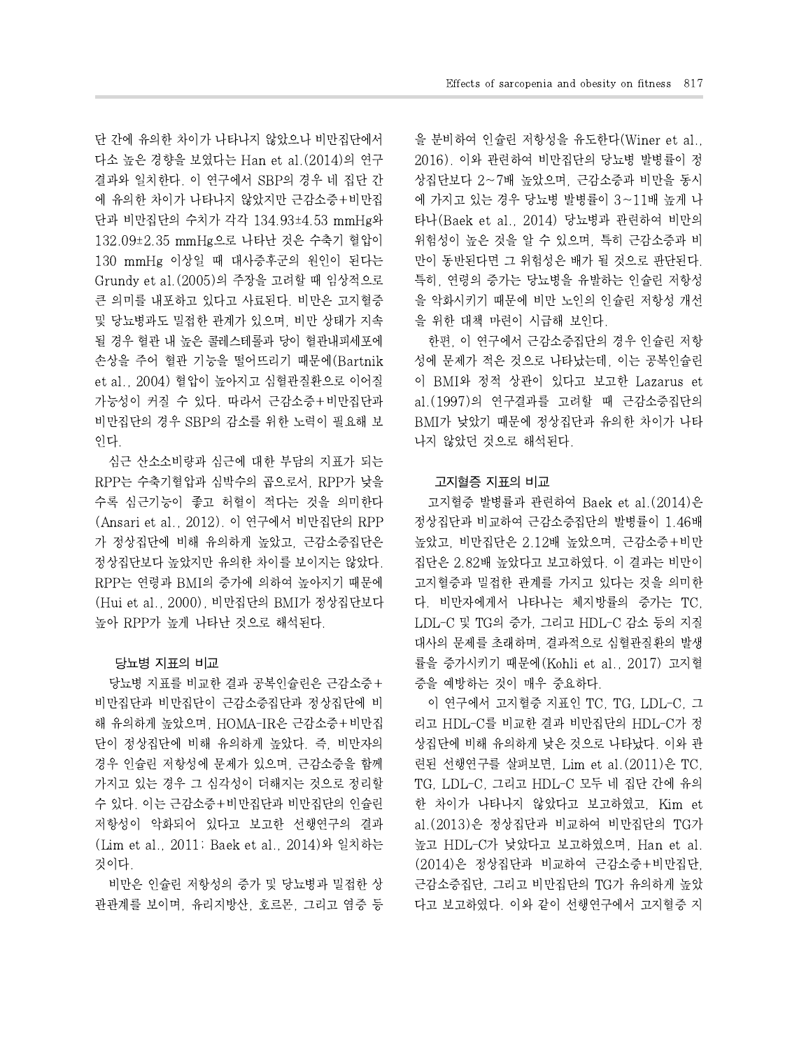단 간에 유의한 차이가 나타나지 않았으나 비만집단에서 다소 높은 경향을 보였다는 Han et al.(2014)의 연구결과와 일치한다. 이 연구에서 SBP의 경우 네 집단 간에 유의한 차이가 나타나지 않았지만 근감소증+비만집단과 비만집단의 수치가 각각 134.93±4.53 mmHg와 132.09±2.35 mmHg으로 나타난 것은 수축기 혈압이 130 mmHg 이상일 때 대사증후군의 원인이 된다는 Grundy et al.(2005)의 주장을 고려할 때 임상적으로 큰 의미를 내포하고 있다고 사료된다. 비만은 고지혈증 및 당뇨병과도 밀접한 관계가 있으며, 비만 상태가 지속될 경우 혈관 내 높은 콜레스테롤과 당이 혈관내피세포에 손상을 주어 혈관 기능을 떨어뜨리기 때문에(Bartnik et al., 2004) 혈압이 높아지고 심혈관질환으로 이어질 가능성이 커질 수 있다. 따라서 근감소증+비만집단과 비만집단의 경우 SBP의 감소를 위한 노력이 필요해 보인다.

심근 산소소비량과 심근에 대한 부담의 지표가 되는 RPP는 수축기혈압과 심박수의 곱으로서, RPP가 낮을수록 심근기능이 좋고 허혈이 적다는 것을 의미한다(Ansari et al., 2012). 이 연구에서 비만집단의 RPP가 정상집단에 비해 유의하게 높았고, 근감소증집단은 정상집단보다 높았지만 유의한 차이를 보이지는 않았다. RPP는 연령과 BMI의 증가에 의하여 높아지기 때문에(Hui et al., 2000), 비만집단의 BMI가 정상집단보다 높아 RPP가 높게 나타난 것으로 해석된다.

### 당뇨병 지표의 비교

당뇨병 지표를 비교한 결과 공복인슐린은 근감소증+비만집단과 비만집단이 근감소증집단과 정상집단에 비해 유의하게 높았으며, HOMA-IR은 근감소증+비만집단이 정상집단에 비해 유의하게 높았다. 즉, 비만자의 경우 인슐린 저항성에 문제가 있으며, 근감소증을 함께 가지고 있는 경우 그 심각성이 더해지는 것으로 정리할 수 있다. 이는 근감소증+비만집단과 비만집단의 인슐린 저항성이 악화되어 있다고 보고한 선행연구의 결과(Lim et al., 2011; Baek et al., 2014)와 일치하는 것이다.

비만은 인슐린 저항성의 증가 및 당뇨병과 밀접한 상관관계를 보이며, 유리지방산, 호르몬, 그리고 염증 등을 분비하여 인슐린 저항성을 유도한다(Winer et al., 2016). 이와 관련하여 비만집단의 당뇨병 발병률이 정상집단보다 2~7배 높았으며, 근감소증과 비만을 동시에 가지고 있는 경우 당뇨병 발병률이 3~11배 높게 나타나(Baek et al., 2014) 당뇨병과 관련하여 비만의 위험성이 높은 것을 알 수 있으며, 특히 근감소증과 비만이 동반된다면 그 위험성은 배가 될 것으로 판단된다. 특히, 연령의 증가는 당뇨병을 유발하는 인슐린 저항성을 악화시키기 때문에 비만 노인의 인슐린 저항성 개선을 위한 대책 마련이 시급해 보인다.

한편, 이 연구에서 근감소증집단의 경우 인슐린 저항성에 문제가 적은 것으로 나타났는데, 이는 공복인슐린이 BMI와 정적 상관이 있다고 보고한 Lazarus et al.(1997)의 연구결과를 고려할 때 근감소증집단의 BMI가 낮았기 때문에 정상집단과 유의한 차이가 나타나지 않았던 것으로 해석된다.

### 고지혈증 지표의 비교

고지혈증 발병률과 관련하여 Baek et al.(2014)은 정상집단과 비교하여 근감소증집단의 발병률이 1.46배 높았고, 비만집단은 2.12배 높았으며, 근감소증+비만집단은 2.82배 높았다고 보고하였다. 이 결과는 비만이 고지혈증과 밀접한 관계를 가지고 있다는 것을 의미한다. 비만자에게서 나타나는 체지방률의 증가는 TC, LDL-C 및 TG의 증가, 그리고 HDL-C 감소 등의 지질대사의 문제를 초래하며, 결과적으로 심혈관질환의 발생률을 증가시키기 때문에(Kohli et al., 2017) 고지혈증을 예방하는 것이 매우 중요하다.

이 연구에서 고지혈증 지표인 TC, TG, LDL-C, 그리고 HDL-C를 비교한 결과 비만집단의 HDL-C가 정상집단에 비해 유의하게 낮은 것으로 나타났다. 이와 관련된 선행연구를 살펴보면, Lim et al.(2011)은 TC, TG, LDL-C, 그리고 HDL-C 모두 네 집단 간에 유의한 차이가 나타나지 않았다고 보고하였고, Kim et al.(2013)은 정상집단과 비교하여 비만집단의 TG가 높고 HDL-C가 낮았다고 보고하였으며, Han et al.(2014)은 정상집단과 비교하여 근감소증+비만집단, 근감소증집단, 그리고 비만집단의 TG가 유의하게 높았다고 보고하였다. 이와 같이 선행연구에서 고지혈증 지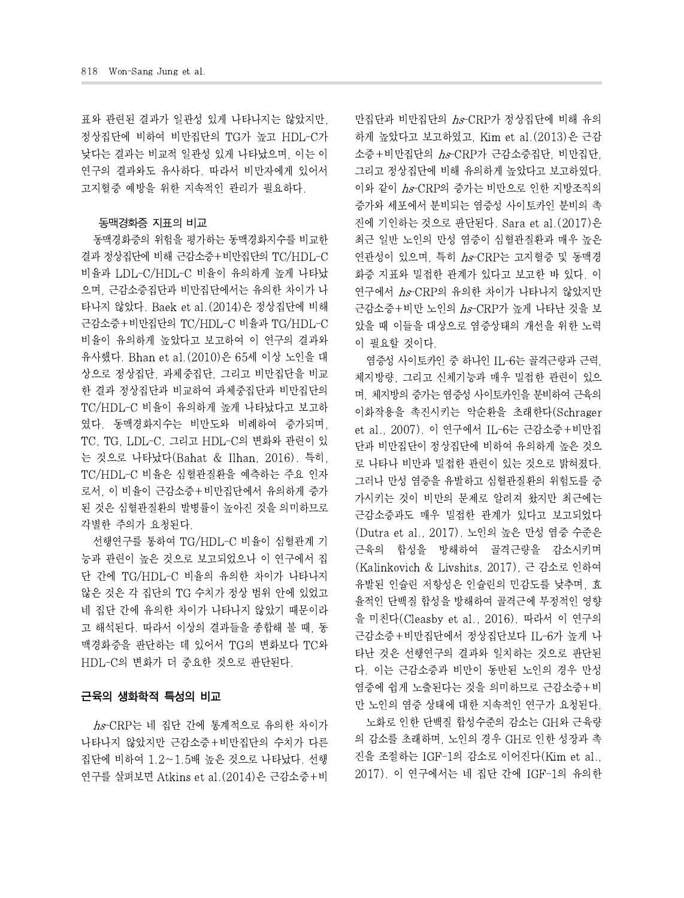표와 관련된 결과가 일관성 있게 나타나지는 않았지만, 정상집단에 비하여 비만집단의 TG가 높고 HDL-C가 낮다는 결과는 비교적 일관성 있게 나타났으며, 이는 이 연구의 결과와도 유사하다. 따라서 비만자에게 있어서 고지혈증 예방을 위한 지속적인 관리가 필요하다.

### 동맥경화증 지표의 비교

동맥경화증의 위험을 평가하는 동맥경화지수를 비교한 결과 정상집단에 비해 근감소증+비만집단의 TC/HDL-C 비율과 LDL-C/HDL-C 비율이 유의하게 높게 나타났으며, 근감소증집단과 비만집단에서는 유의한 차이가 나타나지 않았다. Baek et al.(2014)은 정상집단에 비해 근감소증+비만집단의 TC/HDL-C 비율과 TG/HDL-C 비율이 유의하게 높았다고 보고하여 이 연구의 결과와 유사했다. Bhan et al.(2010)은 65세 이상 노인을 대상으로 정상집단, 과체중집단, 그리고 비만집단을 비교한 결과 정상집단과 비교하여 과체중집단과 비만집단의 TC/HDL-C 비율이 유의하게 높게 나타났다고 보고하였다. 동맥경화지수는 비만도와 비례하여 증가되며, TC, TG, LDL-C, 그리고 HDL-C의 변화와 관련이 있는 것으로 나타났다(Bahat & Ilhan, 2016). 특히, TC/HDL-C 비율은 심혈관질환을 예측하는 주요 인자로서, 이 비율이 근감소증+비만집단에서 유의하게 증가된 것은 심혈관질환의 발병률이 높아진 것을 의미하므로 각별한 주의가 요청된다.

선행연구를 통하여 TG/HDL-C 비율이 심혈관계 기능과 관련이 높은 것으로 보고되었으나 이 연구에서 집단 간에 TG/HDL-C 비율의 유의한 차이가 나타나지 않은 것은 각 집단의 TG 수치가 정상 범위 안에 있었고 네 집단 간에 유의한 차이가 나타나지 않았기 때문이라고 해석된다. 따라서 이상의 결과들을 종합해 볼 때, 동맥경화증을 판단하는 데 있어서 TG의 변화보다 TC와 HDL-C의 변화가 더 중요한 것으로 판단된다.

## 근육의 생화학적 특성의 비교

*hs*-CRP는 네 집단 간에 통계적으로 유의한 차이가 나타나지 않았지만 근감소증+비만집단의 수치가 다른 집단에 비하여 1.2~1.5배 높은 것으로 나타났다. 선행연구를 살펴보면 Atkins et al.(2014)은 근감소증+비만집단과 비만집단의 *hs*-CRP가 정상집단에 비해 유의하게 높았다고 보고하였고, Kim et al.(2013)은 근감소증+비만집단의 *hs*-CRP가 근감소증집단, 비만집단, 그리고 정상집단에 비해 유의하게 높았다고 보고하였다. 이와 같이 *hs*-CRP의 증가는 비만으로 인한 지방조직의 증가와 세포에서 분비되는 염증성 사이토카인 분비의 촉진에 기인하는 것으로 판단된다. Sara et al.(2017)은 최근 일반 노인의 만성 염증이 심혈관질환과 매우 높은 연관성이 있으며, 특히 *hs*-CRP는 고지혈증 및 동맥경화증 지표와 밀접한 관계가 있다고 보고한 바 있다. 이 연구에서 *hs*-CRP의 유의한 차이가 나타나지 않았지만 근감소증+비만 노인의 *hs*-CRP가 높게 나타난 것을 보았을 때 이들을 대상으로 염증상태의 개선을 위한 노력이 필요할 것이다.

염증성 사이토카인 중 하나인 IL-6는 골격근량과 근력, 체지방량, 그리고 신체기능과 매우 밀접한 관련이 있으며, 체지방의 증가는 염증성 사이토카인을 분비하여 근육의 이화작용을 촉진시키는 악순환을 초래한다(Schrager et al., 2007). 이 연구에서 IL-6는 근감소증+비만집단과 비만집단이 정상집단에 비하여 유의하게 높은 것으로 나타나 비만과 밀접한 관련이 있는 것으로 밝혀졌다. 그러나 만성 염증을 유발하고 심혈관질환의 위험도를 증가시키는 것이 비만의 문제로 알려져 왔지만 최근에는 근감소증과도 매우 밀접한 관계가 있다고 보고되었다(Dutra et al., 2017). 노인의 높은 만성 염증 수준은 근육의 합성을 방해하여 골격근량을 감소시키며(Kalinkovich & Livshits, 2017), 근 감소로 인하여 유발된 인슐린 저항성은 인슐린의 민감도를 낮추며, 효율적인 단백질 합성을 방해하여 골격근에 부정적인 영향을 미친다(Cleasby et al., 2016). 따라서 이 연구의 근감소증+비만집단에서 정상집단보다 IL-6가 높게 나타난 것은 선행연구의 결과와 일치하는 것으로 판단된다. 이는 근감소증과 비만이 동반된 노인의 경우 만성 염증에 쉽게 노출된다는 것을 의미하므로 근감소증+비만 노인의 염증 상태에 대한 지속적인 연구가 요청된다.

노화로 인한 단백질 합성수준의 감소는 GH와 근육량의 감소를 초래하며, 노인의 경우 GH로 인한 성장과 촉진을 조절하는 IGF-1의 감소로 이어진다(Kim et al., 2017). 이 연구에서는 네 집단 간에 IGF-1의 유의한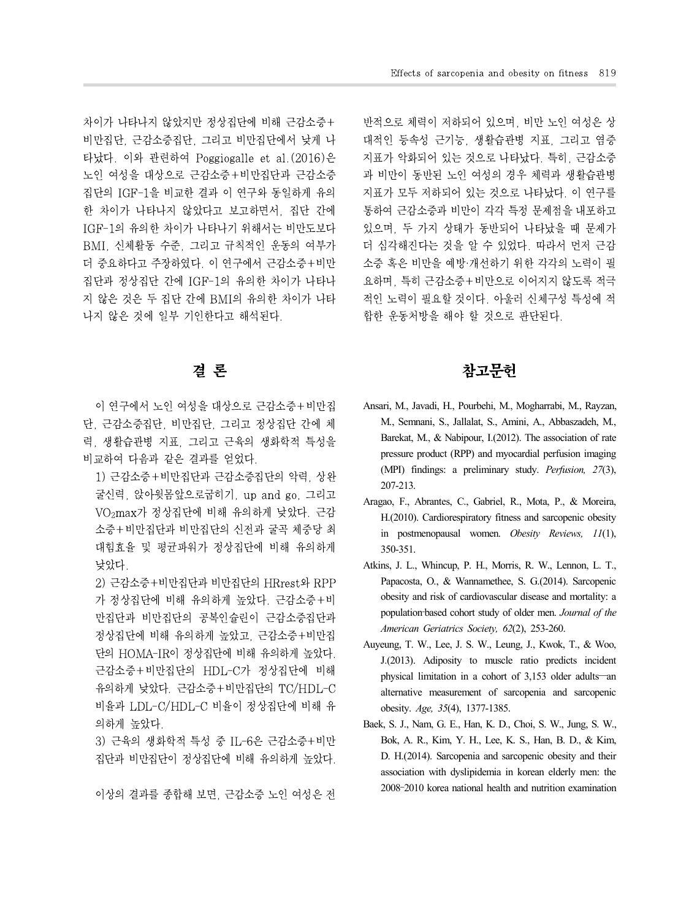차이가 나타나지 않았지만 정상집단에 비해 근감소증+비만집단, 근감소증집단, 그리고 비만집단에서 낮게 나타났다. 이와 관련하여 Poggiogalle et al.(2016)은 노인 여성을 대상으로 근감소증+비만집단과 근감소증 집단의 IGF-1을 비교한 결과 이 연구와 동일하게 유의한 차이가 나타나지 않았다고 보고하면서, 집단 간에 IGF-1의 유의한 차이가 나타나기 위해서는 비만도보다 BMI, 신체활동 수준, 그리고 규칙적인 운동의 여부가 더 중요하다고 주장하였다. 이 연구에서 근감소증+비만집단과 정상집단 간에 IGF-1의 유의한 차이가 나타나지 않은 것은 두 집단 간에 BMI의 유의한 차이가 나타나지 않은 것에 일부 기인한다고 해석된다.

## 결 론

이 연구에서 노인 여성을 대상으로 근감소증+비만집단, 근감소증집단, 비만집단, 그리고 정상집단 간에 체력, 생활습관병 지표, 그리고 근육의 생화학적 특성을 비교하여 다음과 같은 결과를 얻었다.

1) 근감소증+비만집단과 근감소증집단의 악력, 상완굴신력, 앉아윗몸앞으로굽히기, up and go, 그리고 $VO_2max$가 정상집단에 비해 유의하게 낮았다. 근감소증+비만집단과 비만집단의 신전과 굴곡 체중당 최대힘효율 및 평균파워가 정상집단에 비해 유의하게 낮았다.

2) 근감소증+비만집단과 비만집단의 HRrest와 RPP가 정상집단에 비해 유의하게 높았다. 근감소증+비만집단과 비만집단의 공복인슐린이 근감소증집단과 정상집단에 비해 유의하게 높았고, 근감소증+비만집단의 HOMA-IR이 정상집단에 비해 유의하게 높았다. 근감소증+비만집단의 HDL-C가 정상집단에 비해 유의하게 낮았다. 근감소증+비만집단의 TC/HDL-C 비율과 LDL-C/HDL-C 비율이 정상집단에 비해 유의하게 높았다.

3) 근육의 생화학적 특성 중 IL-6은 근감소증+비만집단과 비만집단이 정상집단에 비해 유의하게 높았다.

이상의 결과를 종합해 보면, 근감소증 노인 여성은 전반적으로 체력이 저하되어 있으며, 비만 노인 여성은 상대적인 등속성 근기능, 생활습관병 지표, 그리고 염증 지표가 악화되어 있는 것으로 나타났다. 특히, 근감소증과 비만이 동반된 노인 여성의 경우 체력과 생활습관병 지표가 모두 저하되어 있는 것으로 나타났다. 이 연구를 통하여 근감소증과 비만이 각각 특정 문제점을 내포하고 있으며, 두 가지 상태가 동반되어 나타났을 때 문제가 더 심각해진다는 것을 알 수 있었다. 따라서 먼저 근감소증 혹은 비만을 예방·개선하기 위한 각각의 노력이 필요하며, 특히 근감소증+비만으로 이어지지 않도록 적극적인 노력이 필요할 것이다. 아울러 신체구성 특성에 적합한 운동처방을 해야 할 것으로 판단된다.

## 참고문헌

Ansari, M., Javadi, H., Pourbehi, M., Mogharrabi, M., Rayzan, M., Semnani, S., Jallalat, S., Amini, A., Abbaszadeh, M., Barekat, M., & Nabipour, I.(2012). The association of rate pressure product (RPP) and myocardial perfusion imaging (MPI) findings: a preliminary study. *Perfusion, 27*(3), 207-213.

Aragao, F., Abrantes, C., Gabriel, R., Mota, P., & Moreira, H.(2010). Cardiorespiratory fitness and sarcopenic obesity in postmenopausal women. *Obesity Reviews, 11*(1), 350-351.

Atkins, J. L., Whincup, P. H., Morris, R. W., Lennon, L. T., Papacosta, O., & Wannamethee, S. G.(2014). Sarcopenic obesity and risk of cardiovascular disease and mortality: a population-based cohort study of older men. *Journal of the American Geriatrics Society, 62*(2), 253-260.

Auyeung, T. W., Lee, J. S. W., Leung, J., Kwok, T., & Woo, J.(2013). Adiposity to muscle ratio predicts incident physical limitation in a cohort of 3,153 older adults—an alternative measurement of sarcopenia and sarcopenic obesity. *Age, 35*(4), 1377-1385.

Baek, S. J., Nam, G. E., Han, K. D., Choi, S. W., Jung, S. W., Bok, A. R., Kim, Y. H., Lee, K. S., Han, B. D., & Kim, D. H.(2014). Sarcopenia and sarcopenic obesity and their association with dyslipidemia in korean elderly men: the 2008-2010 korea national health and nutrition examination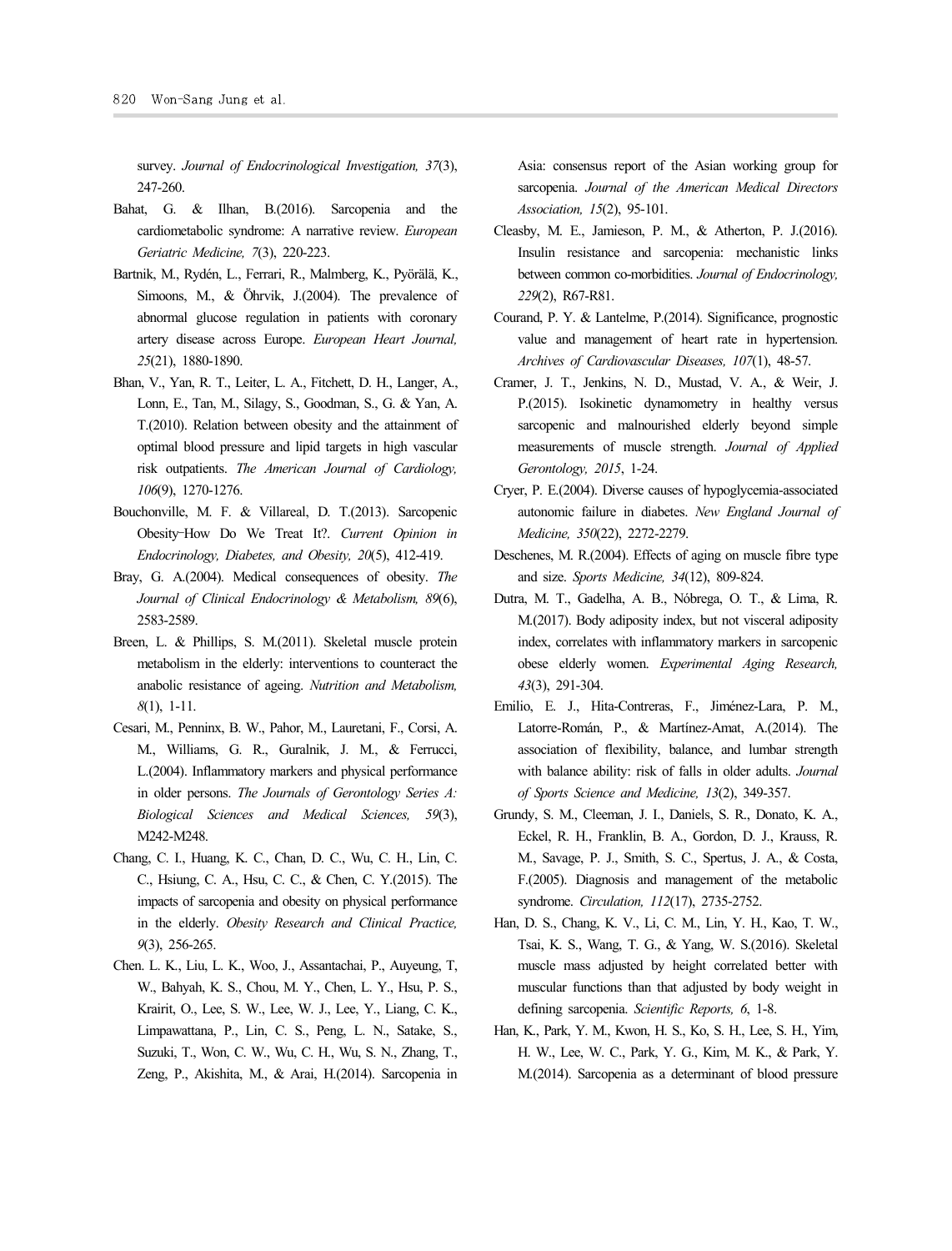survey. *Journal of Endocrinological Investigation, 37*(3), 247-260.

Bahat, G. & Ilhan, B.(2016). Sarcopenia and the cardiometabolic syndrome: A narrative review. *European Geriatric Medicine, 7*(3), 220-223.

Bartnik, M., Rydén, L., Ferrari, R., Malmberg, K., Pyörälä, K., Simoons, M., & Öhrvik, J.(2004). The prevalence of abnormal glucose regulation in patients with coronary artery disease across Europe. *European Heart Journal, 25*(21), 1880-1890.

Bhan, V., Yan, R. T., Leiter, L. A., Fitchett, D. H., Langer, A., Lonn, E., Tan, M., Silagy, S., Goodman, S., G. & Yan, A. T.(2010). Relation between obesity and the attainment of optimal blood pressure and lipid targets in high vascular risk outpatients. *The American Journal of Cardiology, 106*(9), 1270-1276.

Bouchonville, M. F. & Villareal, D. T.(2013). Sarcopenic Obesity–How Do We Treat It?. *Current Opinion in Endocrinology, Diabetes, and Obesity, 20*(5), 412-419.

Bray, G. A.(2004). Medical consequences of obesity. *The Journal of Clinical Endocrinology & Metabolism, 89*(6), 2583-2589.

Breen, L. & Phillips, S. M.(2011). Skeletal muscle protein metabolism in the elderly: interventions to counteract the anabolic resistance of ageing. *Nutrition and Metabolism, 8*(1), 1-11.

Cesari, M., Penninx, B. W., Pahor, M., Lauretani, F., Corsi, A. M., Williams, G. R., Guralnik, J. M., & Ferrucci, L.(2004). Inflammatory markers and physical performance in older persons. *The Journals of Gerontology Series A: Biological Sciences and Medical Sciences, 59*(3), M242-M248.

Chang, C. I., Huang, K. C., Chan, D. C., Wu, C. H., Lin, C. C., Hsiung, C. A., Hsu, C. C., & Chen, C. Y.(2015). The impacts of sarcopenia and obesity on physical performance in the elderly. *Obesity Research and Clinical Practice, 9*(3), 256-265.

Chen. L. K., Liu, L. K., Woo, J., Assantachai, P., Auyeung, T, W., Bahyah, K. S., Chou, M. Y., Chen, L. Y., Hsu, P. S., Krairit, O., Lee, S. W., Lee, W. J., Lee, Y., Liang, C. K., Limpawattana, P., Lin, C. S., Peng, L. N., Satake, S., Suzuki, T., Won, C. W., Wu, C. H., Wu, S. N., Zhang, T., Zeng, P., Akishita, M., & Arai, H.(2014). Sarcopenia in Asia: consensus report of the Asian working group for sarcopenia. *Journal of the American Medical Directors Association, 15*(2), 95-101.

Cleasby, M. E., Jamieson, P. M., & Atherton, P. J.(2016). Insulin resistance and sarcopenia: mechanistic links between common co-morbidities. *Journal of Endocrinology, 229*(2), R67-R81.

Courand, P. Y. & Lantelme, P.(2014). Significance, prognostic value and management of heart rate in hypertension. *Archives of Cardiovascular Diseases, 107*(1), 48-57.

Cramer, J. T., Jenkins, N. D., Mustad, V. A., & Weir, J. P.(2015). Isokinetic dynamometry in healthy versus sarcopenic and malnourished elderly beyond simple measurements of muscle strength. *Journal of Applied Gerontology, 2015*, 1-24.

Cryer, P. E.(2004). Diverse causes of hypoglycemia-associated autonomic failure in diabetes. *New England Journal of Medicine, 350*(22), 2272-2279.

Deschenes, M. R.(2004). Effects of aging on muscle fibre type and size. *Sports Medicine, 34*(12), 809-824.

Dutra, M. T., Gadelha, A. B., Nóbrega, O. T., & Lima, R. M.(2017). Body adiposity index, but not visceral adiposity index, correlates with inflammatory markers in sarcopenic obese elderly women. *Experimental Aging Research, 43*(3), 291-304.

Emilio, E. J., Hita-Contreras, F., Jiménez-Lara, P. M., Latorre-Román, P., & Martínez-Amat, A.(2014). The association of flexibility, balance, and lumbar strength with balance ability: risk of falls in older adults. *Journal of Sports Science and Medicine, 13*(2), 349-357.

Grundy, S. M., Cleeman, J. I., Daniels, S. R., Donato, K. A., Eckel, R. H., Franklin, B. A., Gordon, D. J., Krauss, R. M., Savage, P. J., Smith, S. C., Spertus, J. A., & Costa, F.(2005). Diagnosis and management of the metabolic syndrome. *Circulation, 112*(17), 2735-2752.

Han, D. S., Chang, K. V., Li, C. M., Lin, Y. H., Kao, T. W., Tsai, K. S., Wang, T. G., & Yang, W. S.(2016). Skeletal muscle mass adjusted by height correlated better with muscular functions than that adjusted by body weight in defining sarcopenia. *Scientific Reports, 6*, 1-8.

Han, K., Park, Y. M., Kwon, H. S., Ko, S. H., Lee, S. H., Yim, H. W., Lee, W. C., Park, Y. G., Kim, M. K., & Park, Y. M.(2014). Sarcopenia as a determinant of blood pressure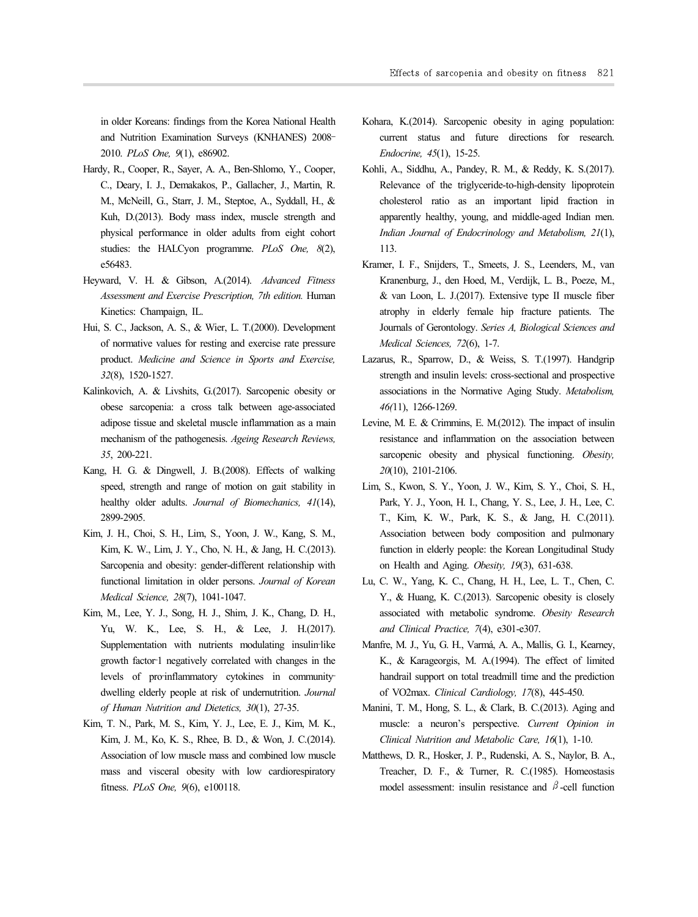in older Koreans: findings from the Korea National Health and Nutrition Examination Surveys (KNHANES) 2008-2010. *PLoS One, 9*(1), e86902.

Hardy, R., Cooper, R., Sayer, A. A., Ben-Shlomo, Y., Cooper, C., Deary, I. J., Demakakos, P., Gallacher, J., Martin, R. M., McNeill, G., Starr, J. M., Steptoe, A., Syddall, H., & Kuh, D.(2013). Body mass index, muscle strength and physical performance in older adults from eight cohort studies: the HALCyon programme. *PLoS One, 8*(2), e56483.

Heyward, V. H. & Gibson, A.(2014). *Advanced Fitness Assessment and Exercise Prescription, 7th edition.* Human Kinetics: Champaign, IL.

Hui, S. C., Jackson, A. S., & Wier, L. T.(2000). Development of normative values for resting and exercise rate pressure product. *Medicine and Science in Sports and Exercise, 32*(8), 1520-1527.

Kalinkovich, A. & Livshits, G.(2017). Sarcopenic obesity or obese sarcopenia: a cross talk between age-associated adipose tissue and skeletal muscle inflammation as a main mechanism of the pathogenesis. *Ageing Research Reviews, 35*, 200-221.

Kang, H. G. & Dingwell, J. B.(2008). Effects of walking speed, strength and range of motion on gait stability in healthy older adults. *Journal of Biomechanics, 41*(14), 2899-2905.

Kim, J. H., Choi, S. H., Lim, S., Yoon, J. W., Kang, S. M., Kim, K. W., Lim, J. Y., Cho, N. H., & Jang, H. C.(2013). Sarcopenia and obesity: gender-different relationship with functional limitation in older persons. *Journal of Korean Medical Science, 28*(7), 1041-1047.

Kim, M., Lee, Y. J., Song, H. J., Shim, J. K., Chang, D. H., Yu, W. K., Lee, S. H., & Lee, J. H.(2017). Supplementation with nutrients modulating insulin-like growth factor-1 negatively correlated with changes in the levels of pro-inflammatory cytokines in community-dwelling elderly people at risk of undernutrition. *Journal of Human Nutrition and Dietetics, 30*(1), 27-35.

Kim, T. N., Park, M. S., Kim, Y. J., Lee, E. J., Kim, M. K., Kim, J. M., Ko, K. S., Rhee, B. D., & Won, J. C.(2014). Association of low muscle mass and combined low muscle mass and visceral obesity with low cardiorespiratory fitness. *PLoS One, 9*(6), e100118.

Kohara, K.(2014). Sarcopenic obesity in aging population: current status and future directions for research. *Endocrine, 45*(1), 15-25.

Kohli, A., Siddhu, A., Pandey, R. M., & Reddy, K. S.(2017). Relevance of the triglyceride-to-high-density lipoprotein cholesterol ratio as an important lipid fraction in apparently healthy, young, and middle-aged Indian men. *Indian Journal of Endocrinology and Metabolism, 21*(1), 113.

Kramer, I. F., Snijders, T., Smeets, J. S., Leenders, M., van Kranenburg, J., den Hoed, M., Verdijk, L. B., Poeze, M., & van Loon, L. J.(2017). Extensive type II muscle fiber atrophy in elderly female hip fracture patients. The Journals of Gerontology. *Series A, Biological Sciences and Medical Sciences, 72*(6), 1-7.

Lazarus, R., Sparrow, D., & Weiss, S. T.(1997). Handgrip strength and insulin levels: cross-sectional and prospective associations in the Normative Aging Study. *Metabolism, 46(*11), 1266-1269.

Levine, M. E. & Crimmins, E. M.(2012). The impact of insulin resistance and inflammation on the association between sarcopenic obesity and physical functioning. *Obesity, 20*(10), 2101-2106.

Lim, S., Kwon, S. Y., Yoon, J. W., Kim, S. Y., Choi, S. H., Park, Y. J., Yoon, H. I., Chang, Y. S., Lee, J. H., Lee, C. T., Kim, K. W., Park, K. S., & Jang, H. C.(2011). Association between body composition and pulmonary function in elderly people: the Korean Longitudinal Study on Health and Aging. *Obesity, 19*(3), 631-638.

Lu, C. W., Yang, K. C., Chang, H. H., Lee, L. T., Chen, C. Y., & Huang, K. C.(2013). Sarcopenic obesity is closely associated with metabolic syndrome. *Obesity Research and Clinical Practice, 7*(4), e301-e307.

Manfre, M. J., Yu, G. H., Varmá, A. A., Mallis, G. I., Kearney, K., & Karageorgis, M. A.(1994). The effect of limited handrail support on total treadmill time and the prediction of VO2max. *Clinical Cardiology, 17*(8), 445-450.

Manini, T. M., Hong, S. L., & Clark, B. C.(2013). Aging and muscle: a neuron's perspective. *Current Opinion in Clinical Nutrition and Metabolic Care, 16*(1), 1-10.

Matthews, D. R., Hosker, J. P., Rudenski, A. S., Naylor, B. A., Treacher, D. F., & Turner, R. C.(1985). Homeostasis model assessment: insulin resistance and $\beta$-cell function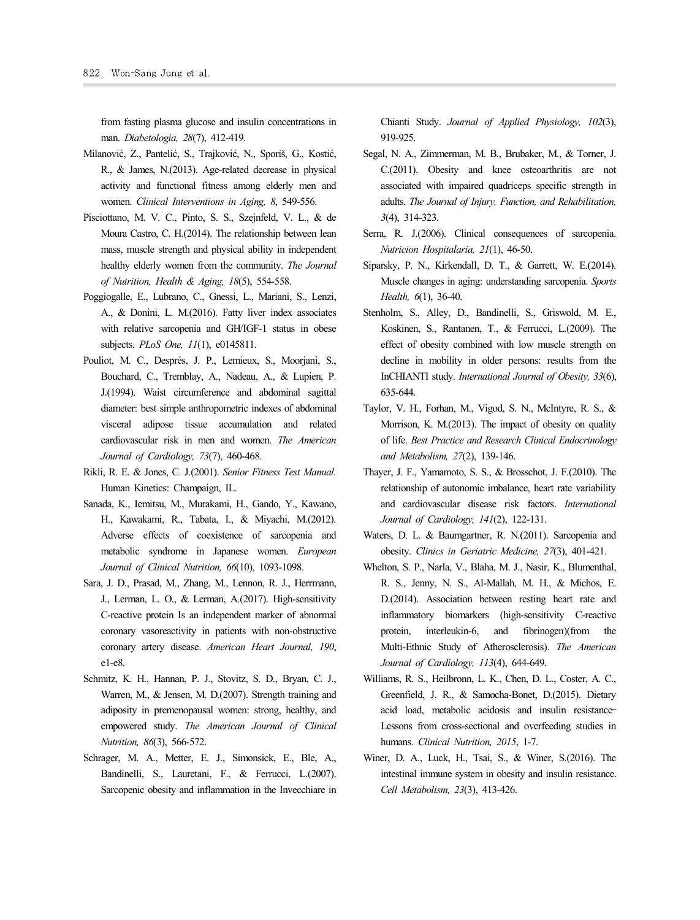from fasting plasma glucose and insulin concentrations in man. *Diabetologia, 28*(7), 412-419.

Milanović, Z., Pantelić, S., Trajković, N., Sporiš, G., Kostić, R., & James, N.(2013). Age-related decrease in physical activity and functional fitness among elderly men and women. *Clinical Interventions in Aging, 8*, 549-556.

Pisciottano, M. V. C., Pinto, S. S., Szejnfeld, V. L., & de Moura Castro, C. H.(2014). The relationship between lean mass, muscle strength and physical ability in independent healthy elderly women from the community. *The Journal of Nutrition, Health & Aging, 18*(5), 554-558.

Poggiogalle, E., Lubrano, C., Gnessi, L., Mariani, S., Lenzi, A., & Donini, L. M.(2016). Fatty liver index associates with relative sarcopenia and GH/IGF-1 status in obese subjects. *PLoS One, 11*(1), e0145811.

Pouliot, M. C., Després, J. P., Lemieux, S., Moorjani, S., Bouchard, C., Tremblay, A., Nadeau, A., & Lupien, P. J.(1994). Waist circumference and abdominal sagittal diameter: best simple anthropometric indexes of abdominal visceral adipose tissue accumulation and related cardiovascular risk in men and women. *The American Journal of Cardiology, 73*(7), 460-468.

Rikli, R. E. & Jones, C. J.(2001). *Senior Fitness Test Manual.* Human Kinetics: Champaign, IL.

Sanada, K., Iemitsu, M., Murakami, H., Gando, Y., Kawano, H., Kawakami, R., Tabata, I., & Miyachi, M.(2012). Adverse effects of coexistence of sarcopenia and metabolic syndrome in Japanese women. *European Journal of Clinical Nutrition, 66*(10), 1093-1098.

Sara, J. D., Prasad, M., Zhang, M., Lennon, R. J., Herrmann, J., Lerman, L. O., & Lerman, A.(2017). High-sensitivity C-reactive protein Is an independent marker of abnormal coronary vasoreactivity in patients with non-obstructive coronary artery disease. *American Heart Journal, 190*, e1-e8.

Schmitz, K. H., Hannan, P. J., Stovitz, S. D., Bryan, C. J., Warren, M., & Jensen, M. D.(2007). Strength training and adiposity in premenopausal women: strong, healthy, and empowered study. *The American Journal of Clinical Nutrition, 86*(3), 566-572.

Schrager, M. A., Metter, E. J., Simonsick, E., Ble, A., Bandinelli, S., Lauretani, F., & Ferrucci, L.(2007). Sarcopenic obesity and inflammation in the Invecchiare in Chianti Study. *Journal of Applied Physiology, 102*(3), 919-925.

Segal, N. A., Zimmerman, M. B., Brubaker, M., & Torner, J. C.(2011). Obesity and knee osteoarthritis are not associated with impaired quadriceps specific strength in adults. *The Journal of Injury, Function, and Rehabilitation, 3*(4), 314-323.

Serra, R. J.(2006). Clinical consequences of sarcopenia. *Nutricion Hospitalaria, 21*(1), 46-50.

Siparsky, P. N., Kirkendall, D. T., & Garrett, W. E.(2014). Muscle changes in aging: understanding sarcopenia. *Sports Health, 6*(1), 36-40.

Stenholm, S., Alley, D., Bandinelli, S., Griswold, M. E., Koskinen, S., Rantanen, T., & Ferrucci, L.(2009). The effect of obesity combined with low muscle strength on decline in mobility in older persons: results from the InCHIANTI study. *International Journal of Obesity, 33*(6), 635-644.

Taylor, V. H., Forhan, M., Vigod, S. N., McIntyre, R. S., & Morrison, K. M.(2013). The impact of obesity on quality of life. *Best Practice and Research Clinical Endocrinology and Metabolism, 27*(2), 139-146.

Thayer, J. F., Yamamoto, S. S., & Brosschot, J. F.(2010). The relationship of autonomic imbalance, heart rate variability and cardiovascular disease risk factors. *International Journal of Cardiology, 141*(2), 122-131.

Waters, D. L. & Baumgartner, R. N.(2011). Sarcopenia and obesity. *Clinics in Geriatric Medicine, 27*(3), 401-421.

Whelton, S. P., Narla, V., Blaha, M. J., Nasir, K., Blumenthal, R. S., Jenny, N. S., Al-Mallah, M. H., & Michos, E. D.(2014). Association between resting heart rate and inflammatory biomarkers (high-sensitivity C-reactive protein, interleukin-6, and fibrinogen)(from the Multi-Ethnic Study of Atherosclerosis). *The American Journal of Cardiology, 113*(4), 644-649.

Williams, R. S., Heilbronn, L. K., Chen, D. L., Coster, A. C., Greenfield, J. R., & Samocha-Bonet, D.(2015). Dietary acid load, metabolic acidosis and insulin resistance–Lessons from cross-sectional and overfeeding studies in humans. *Clinical Nutrition, 2015*, 1-7.

Winer, D. A., Luck, H., Tsai, S., & Winer, S.(2016). The intestinal immune system in obesity and insulin resistance. *Cell Metabolism, 23*(3), 413-426.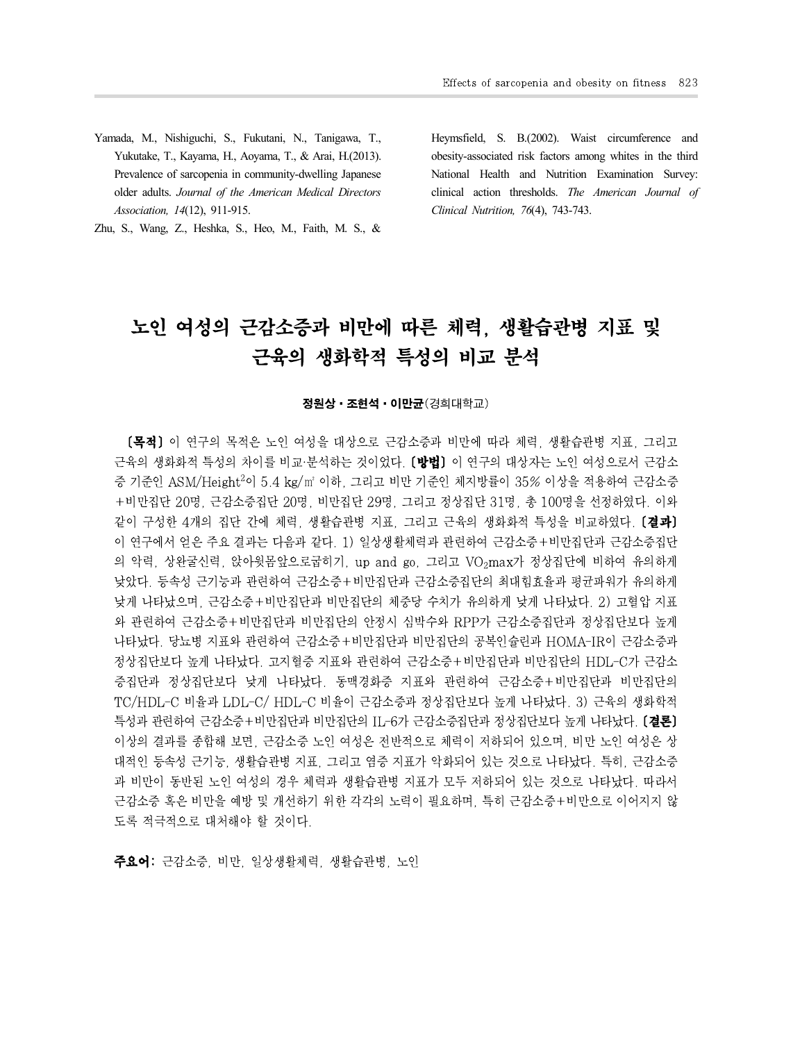Yamada, M., Nishiguchi, S., Fukutani, N., Tanigawa, T., Yukutake, T., Kayama, H., Aoyama, T., & Arai, H.(2013). Prevalence of sarcopenia in community-dwelling Japanese older adults. *Journal of the American Medical Directors Association, 14*(12), 911-915.

Zhu, S., Wang, Z., Heshka, S., Heo, M., Faith, M. S., & Heymsfield, S. B.(2002). Waist circumference and obesity-associated risk factors among whites in the third National Health and Nutrition Examination Survey: clinical action thresholds. *The American Journal of Clinical Nutrition, 76*(4), 743-743.

# 노인 여성의 근감소증과 비만에 따른 체력, 생활습관병 지표 및 근육의 생화학적 특성의 비교 분석

**정원상 · 조헌석 · 이만균**(경희대학교)

**〔목적〕** 이 연구의 목적은 노인 여성을 대상으로 근감소증과 비만에 따라 체력, 생활습관병 지표, 그리고 근육의 생화화적 특성의 차이를 비교·분석하는 것이었다. **〔방법〕** 이 연구의 대상자는 노인 여성으로서 근감소증 기준인 ASM/Height$^2$이 5.4 kg/㎡ 이하, 그리고 비만 기준인 체지방률이 35% 이상을 적용하여 근감소증+비만집단 20명, 근감소증집단 20명, 비만집단 29명, 그리고 정상집단 31명, 총 100명을 선정하였다. 이와 같이 구성한 4개의 집단 간에 체력, 생활습관병 지표, 그리고 근육의 생화화적 특성을 비교하였다. **〔결과〕** 이 연구에서 얻은 주요 결과는 다음과 같다. 1) 일상생활체력과 관련하여 근감소증+비만집단과 근감소증집단의 악력, 상완굴신력, 앉아윗몸앞으로굽히기, up and go, 그리고 $VO_2$max가 정상집단에 비하여 유의하게 낮았다. 등속성 근기능과 관련하여 근감소증+비만집단과 근감소증집단의 최대힘효율과 평균파워가 유의하게 낮게 나타났으며, 근감소증+비만집단과 비만집단의 체중당 수치가 유의하게 낮게 나타났다. 2) 고혈압 지표와 관련하여 근감소증+비만집단과 비만집단의 안정시 심박수와 RPP가 근감소증집단과 정상집단보다 높게 나타났다. 당뇨병 지표와 관련하여 근감소증+비만집단과 비만집단의 공복인슐린과 HOMA-IR이 근감소증과 정상집단보다 높게 나타났다. 고지혈증 지표와 관련하여 근감소증+비만집단과 비만집단의 HDL-C가 근감소증집단과 정상집단보다 낮게 나타났다. 동맥경화증 지표와 관련하여 근감소증+비만집단과 비만집단의 TC/HDL-C 비율과 LDL-C/ HDL-C 비율이 근감소증과 정상집단보다 높게 나타났다. 3) 근육의 생화학적 특성과 관련하여 근감소증+비만집단과 비만집단의 IL-6가 근감소증집단과 정상집단보다 높게 나타났다. **〔결론〕** 이상의 결과를 종합해 보면, 근감소증 노인 여성은 전반적으로 체력이 저하되어 있으며, 비만 노인 여성은 상대적인 등속성 근기능, 생활습관병 지표, 그리고 염증 지표가 악화되어 있는 것으로 나타났다. 특히, 근감소증과 비만이 동반된 노인 여성의 경우 체력과 생활습관병 지표가 모두 저하되어 있는 것으로 나타났다. 따라서 근감소증 혹은 비만을 예방 및 개선하기 위한 각각의 노력이 필요하며, 특히 근감소증+비만으로 이어지지 않도록 적극적으로 대처해야 할 것이다.

**주요어:** 근감소증, 비만, 일상생활체력, 생활습관병, 노인